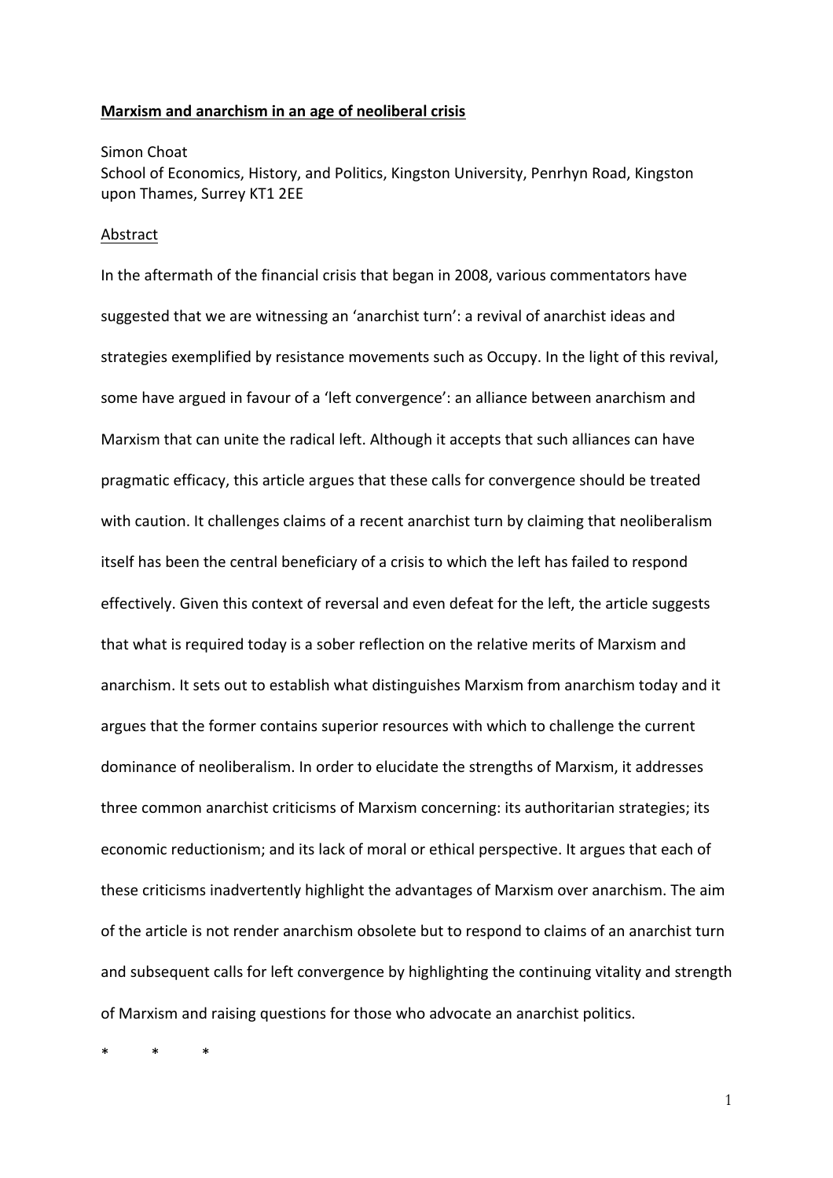# Marxism and anarchism in an age of neoliberal crisis

Simon Choat
School of Economics, History, and Politics, Kingston University, Penrhyn Road, Kingston upon Thames, Surrey KT1 2EE

## Abstract

In the aftermath of the financial crisis that began in 2008, various commentators have suggested that we are witnessing an 'anarchist turn': a revival of anarchist ideas and strategies exemplified by resistance movements such as Occupy. In the light of this revival, some have argued in favour of a 'left convergence': an alliance between anarchism and Marxism that can unite the radical left. Although it accepts that such alliances can have pragmatic efficacy, this article argues that these calls for convergence should be treated with caution. It challenges claims of a recent anarchist turn by claiming that neoliberalism itself has been the central beneficiary of a crisis to which the left has failed to respond effectively. Given this context of reversal and even defeat for the left, the article suggests that what is required today is a sober reflection on the relative merits of Marxism and anarchism. It sets out to establish what distinguishes Marxism from anarchism today and it argues that the former contains superior resources with which to challenge the current dominance of neoliberalism. In order to elucidate the strengths of Marxism, it addresses three common anarchist criticisms of Marxism concerning: its authoritarian strategies; its economic reductionism; and its lack of moral or ethical perspective. It argues that each of these criticisms inadvertently highlight the advantages of Marxism over anarchism. The aim of the article is not render anarchism obsolete but to respond to claims of an anarchist turn and subsequent calls for left convergence by highlighting the continuing vitality and strength of Marxism and raising questions for those who advocate an anarchist politics.

\* \* \*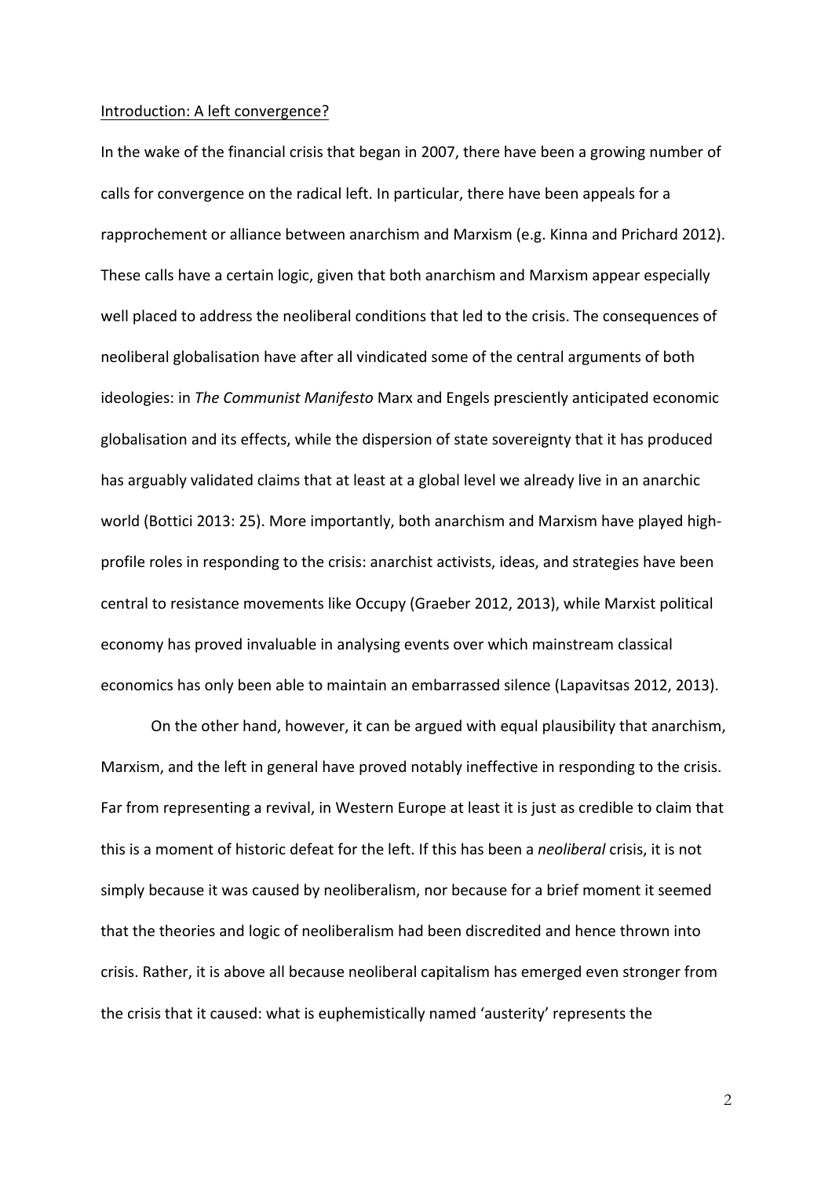## Introduction: A left convergence?

In the wake of the financial crisis that began in 2007, there have been a growing number of calls for convergence on the radical left. In particular, there have been appeals for a rapprochement or alliance between anarchism and Marxism (e.g. Kinna and Prichard 2012). These calls have a certain logic, given that both anarchism and Marxism appear especially well placed to address the neoliberal conditions that led to the crisis. The consequences of neoliberal globalisation have after all vindicated some of the central arguments of both ideologies: in *The Communist Manifesto* Marx and Engels presciently anticipated economic globalisation and its effects, while the dispersion of state sovereignty that it has produced has arguably validated claims that at least at a global level we already live in an anarchic world (Bottici 2013: 25). More importantly, both anarchism and Marxism have played high-profile roles in responding to the crisis: anarchist activists, ideas, and strategies have been central to resistance movements like Occupy (Graeber 2012, 2013), while Marxist political economy has proved invaluable in analysing events over which mainstream classical economics has only been able to maintain an embarrassed silence (Lapavitsas 2012, 2013).

On the other hand, however, it can be argued with equal plausibility that anarchism, Marxism, and the left in general have proved notably ineffective in responding to the crisis. Far from representing a revival, in Western Europe at least it is just as credible to claim that this is a moment of historic defeat for the left. If this has been a *neoliberal* crisis, it is not simply because it was caused by neoliberalism, nor because for a brief moment it seemed that the theories and logic of neoliberalism had been discredited and hence thrown into crisis. Rather, it is above all because neoliberal capitalism has emerged even stronger from the crisis that it caused: what is euphemistically named 'austerity' represents the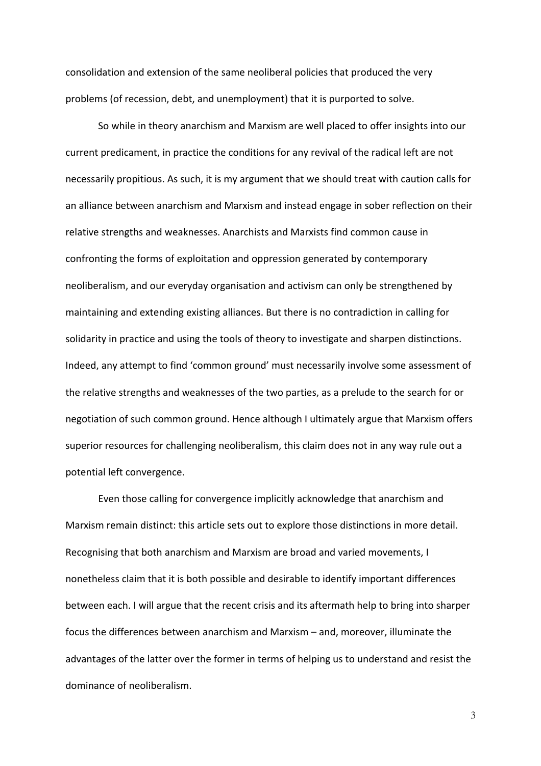consolidation and extension of the same neoliberal policies that produced the very problems (of recession, debt, and unemployment) that it is purported to solve.

So while in theory anarchism and Marxism are well placed to offer insights into our current predicament, in practice the conditions for any revival of the radical left are not necessarily propitious. As such, it is my argument that we should treat with caution calls for an alliance between anarchism and Marxism and instead engage in sober reflection on their relative strengths and weaknesses. Anarchists and Marxists find common cause in confronting the forms of exploitation and oppression generated by contemporary neoliberalism, and our everyday organisation and activism can only be strengthened by maintaining and extending existing alliances. But there is no contradiction in calling for solidarity in practice and using the tools of theory to investigate and sharpen distinctions. Indeed, any attempt to find 'common ground' must necessarily involve some assessment of the relative strengths and weaknesses of the two parties, as a prelude to the search for or negotiation of such common ground. Hence although I ultimately argue that Marxism offers superior resources for challenging neoliberalism, this claim does not in any way rule out a potential left convergence.

Even those calling for convergence implicitly acknowledge that anarchism and Marxism remain distinct: this article sets out to explore those distinctions in more detail. Recognising that both anarchism and Marxism are broad and varied movements, I nonetheless claim that it is both possible and desirable to identify important differences between each. I will argue that the recent crisis and its aftermath help to bring into sharper focus the differences between anarchism and Marxism – and, moreover, illuminate the advantages of the latter over the former in terms of helping us to understand and resist the dominance of neoliberalism.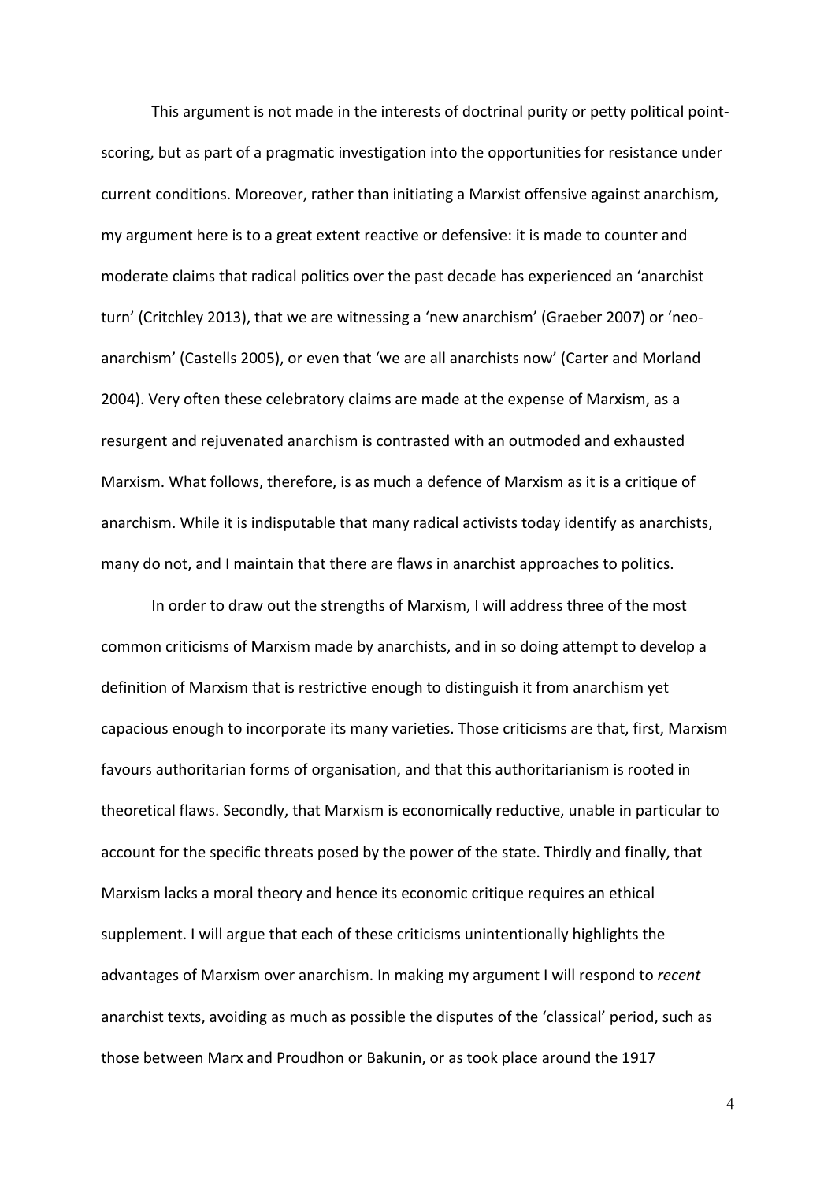This argument is not made in the interests of doctrinal purity or petty political point-scoring, but as part of a pragmatic investigation into the opportunities for resistance under current conditions. Moreover, rather than initiating a Marxist offensive against anarchism, my argument here is to a great extent reactive or defensive: it is made to counter and moderate claims that radical politics over the past decade has experienced an 'anarchist turn' (Critchley 2013), that we are witnessing a 'new anarchism' (Graeber 2007) or 'neo-anarchism' (Castells 2005), or even that 'we are all anarchists now' (Carter and Morland 2004). Very often these celebratory claims are made at the expense of Marxism, as a resurgent and rejuvenated anarchism is contrasted with an outmoded and exhausted Marxism. What follows, therefore, is as much a defence of Marxism as it is a critique of anarchism. While it is indisputable that many radical activists today identify as anarchists, many do not, and I maintain that there are flaws in anarchist approaches to politics.

In order to draw out the strengths of Marxism, I will address three of the most common criticisms of Marxism made by anarchists, and in so doing attempt to develop a definition of Marxism that is restrictive enough to distinguish it from anarchism yet capacious enough to incorporate its many varieties. Those criticisms are that, first, Marxism favours authoritarian forms of organisation, and that this authoritarianism is rooted in theoretical flaws. Secondly, that Marxism is economically reductive, unable in particular to account for the specific threats posed by the power of the state. Thirdly and finally, that Marxism lacks a moral theory and hence its economic critique requires an ethical supplement. I will argue that each of these criticisms unintentionally highlights the advantages of Marxism over anarchism. In making my argument I will respond to *recent* anarchist texts, avoiding as much as possible the disputes of the 'classical' period, such as those between Marx and Proudhon or Bakunin, or as took place around the 1917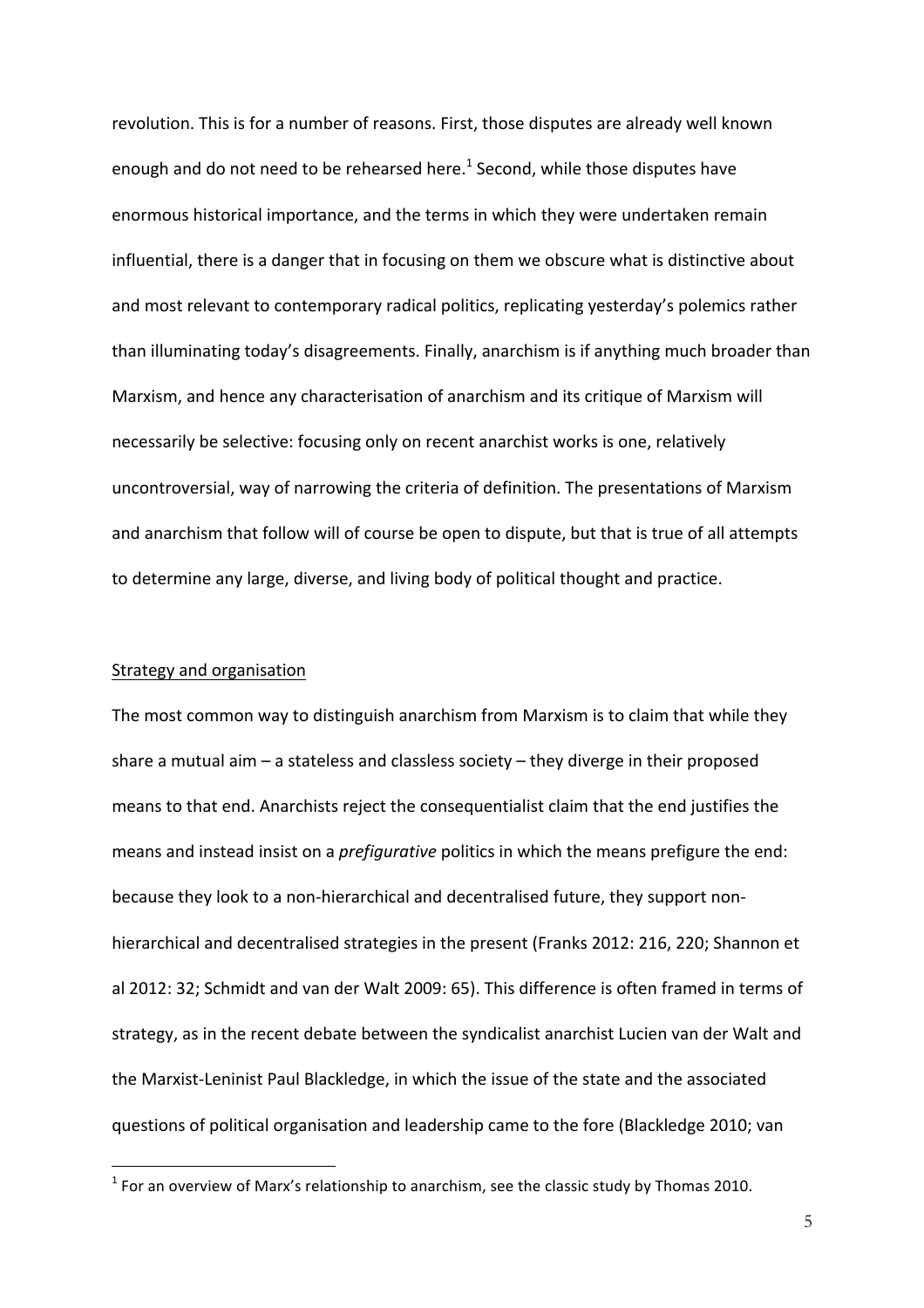revolution. This is for a number of reasons. First, those disputes are already well known enough and do not need to be rehearsed here.[1] Second, while those disputes have enormous historical importance, and the terms in which they were undertaken remain influential, there is a danger that in focusing on them we obscure what is distinctive about and most relevant to contemporary radical politics, replicating yesterday's polemics rather than illuminating today's disagreements. Finally, anarchism is if anything much broader than Marxism, and hence any characterisation of anarchism and its critique of Marxism will necessarily be selective: focusing only on recent anarchist works is one, relatively uncontroversial, way of narrowing the criteria of definition. The presentations of Marxism and anarchism that follow will of course be open to dispute, but that is true of all attempts to determine any large, diverse, and living body of political thought and practice.

## Strategy and organisation

The most common way to distinguish anarchism from Marxism is to claim that while they share a mutual aim – a stateless and classless society – they diverge in their proposed means to that end. Anarchists reject the consequentialist claim that the end justifies the means and instead insist on a *prefigurative* politics in which the means prefigure the end: because they look to a non-hierarchical and decentralised future, they support non-hierarchical and decentralised strategies in the present (Franks 2012: 216, 220; Shannon et al 2012: 32; Schmidt and van der Walt 2009: 65). This difference is often framed in terms of strategy, as in the recent debate between the syndicalist anarchist Lucien van der Walt and the Marxist-Leninist Paul Blackledge, in which the issue of the state and the associated questions of political organisation and leadership came to the fore (Blackledge 2010; van

[1] For an overview of Marx's relationship to anarchism, see the classic study by Thomas 2010.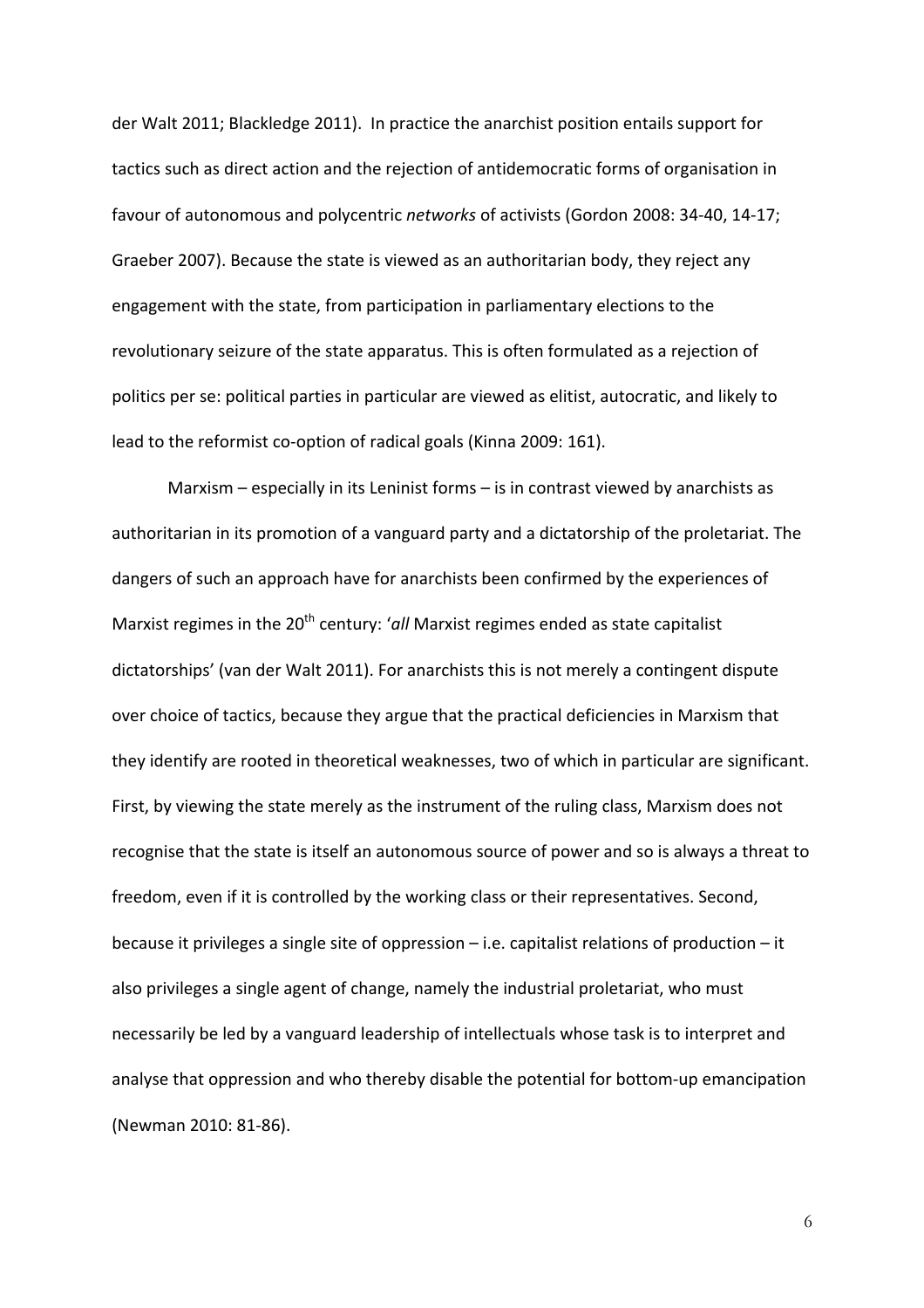der Walt 2011; Blackledge 2011). In practice the anarchist position entails support for tactics such as direct action and the rejection of antidemocratic forms of organisation in favour of autonomous and polycentric *networks* of activists (Gordon 2008: 34-40, 14-17; Graeber 2007). Because the state is viewed as an authoritarian body, they reject any engagement with the state, from participation in parliamentary elections to the revolutionary seizure of the state apparatus. This is often formulated as a rejection of politics per se: political parties in particular are viewed as elitist, autocratic, and likely to lead to the reformist co-option of radical goals (Kinna 2009: 161).

Marxism – especially in its Leninist forms – is in contrast viewed by anarchists as authoritarian in its promotion of a vanguard party and a dictatorship of the proletariat. The dangers of such an approach have for anarchists been confirmed by the experiences of Marxist regimes in the 20th century: '*all* Marxist regimes ended as state capitalist dictatorships' (van der Walt 2011). For anarchists this is not merely a contingent dispute over choice of tactics, because they argue that the practical deficiencies in Marxism that they identify are rooted in theoretical weaknesses, two of which in particular are significant. First, by viewing the state merely as the instrument of the ruling class, Marxism does not recognise that the state is itself an autonomous source of power and so is always a threat to freedom, even if it is controlled by the working class or their representatives. Second, because it privileges a single site of oppression – i.e. capitalist relations of production – it also privileges a single agent of change, namely the industrial proletariat, who must necessarily be led by a vanguard leadership of intellectuals whose task is to interpret and analyse that oppression and who thereby disable the potential for bottom-up emancipation (Newman 2010: 81-86).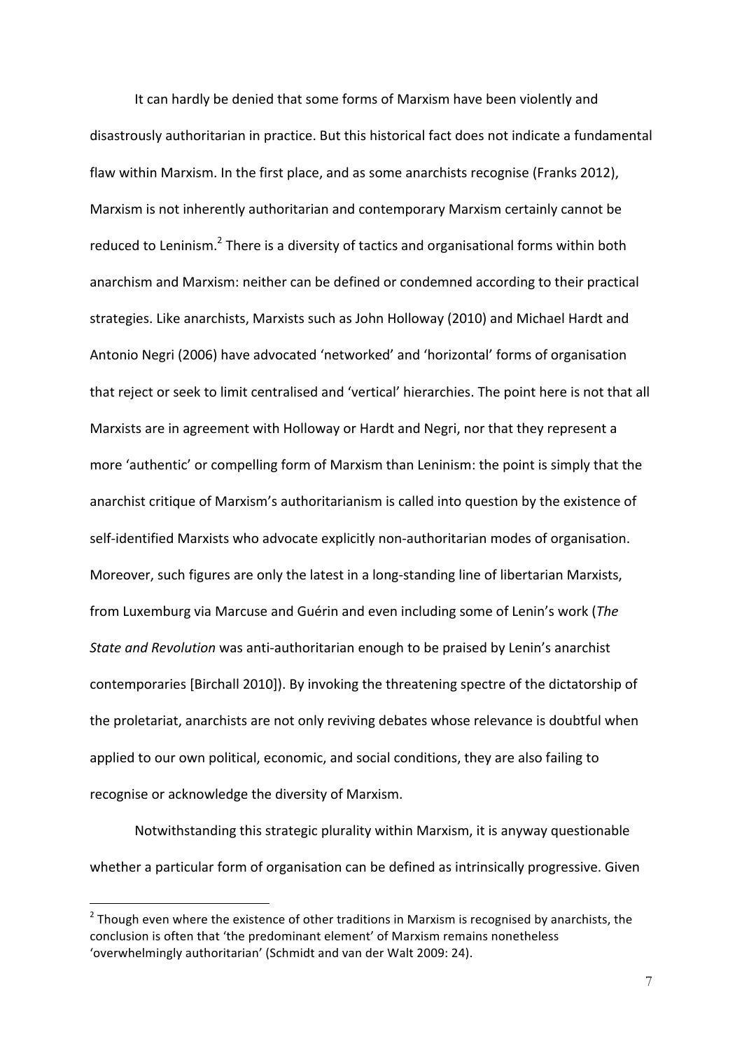It can hardly be denied that some forms of Marxism have been violently and disastrously authoritarian in practice. But this historical fact does not indicate a fundamental flaw within Marxism. In the first place, and as some anarchists recognise (Franks 2012), Marxism is not inherently authoritarian and contemporary Marxism certainly cannot be reduced to Leninism.[2] There is a diversity of tactics and organisational forms within both anarchism and Marxism: neither can be defined or condemned according to their practical strategies. Like anarchists, Marxists such as John Holloway (2010) and Michael Hardt and Antonio Negri (2006) have advocated 'networked' and 'horizontal' forms of organisation that reject or seek to limit centralised and 'vertical' hierarchies. The point here is not that all Marxists are in agreement with Holloway or Hardt and Negri, nor that they represent a more 'authentic' or compelling form of Marxism than Leninism: the point is simply that the anarchist critique of Marxism's authoritarianism is called into question by the existence of self-identified Marxists who advocate explicitly non-authoritarian modes of organisation. Moreover, such figures are only the latest in a long-standing line of libertarian Marxists, from Luxemburg via Marcuse and Guérin and even including some of Lenin's work (*The State and Revolution* was anti-authoritarian enough to be praised by Lenin's anarchist contemporaries [Birchall 2010]). By invoking the threatening spectre of the dictatorship of the proletariat, anarchists are not only reviving debates whose relevance is doubtful when applied to our own political, economic, and social conditions, they are also failing to recognise or acknowledge the diversity of Marxism.

Notwithstanding this strategic plurality within Marxism, it is anyway questionable whether a particular form of organisation can be defined as intrinsically progressive. Given

---

[2] Though even where the existence of other traditions in Marxism is recognised by anarchists, the conclusion is often that 'the predominant element' of Marxism remains nonetheless 'overwhelmingly authoritarian' (Schmidt and van der Walt 2009: 24).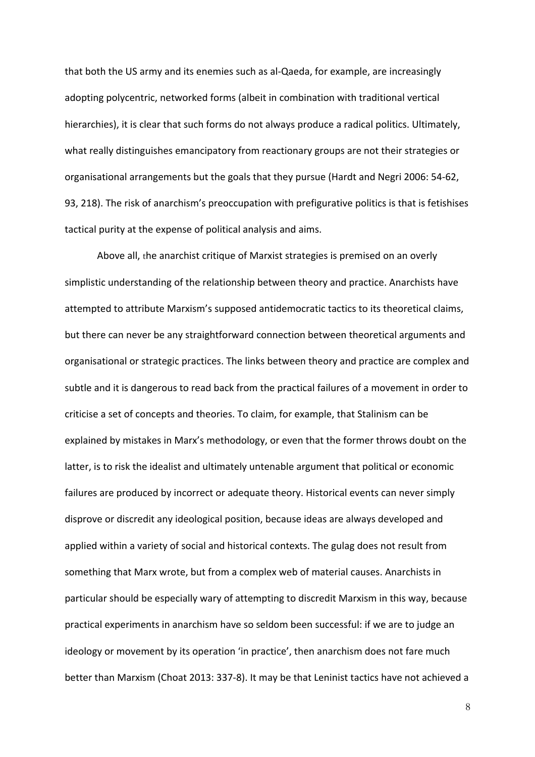that both the US army and its enemies such as al-Qaeda, for example, are increasingly adopting polycentric, networked forms (albeit in combination with traditional vertical hierarchies), it is clear that such forms do not always produce a radical politics. Ultimately, what really distinguishes emancipatory from reactionary groups are not their strategies or organisational arrangements but the goals that they pursue (Hardt and Negri 2006: 54-62, 93, 218). The risk of anarchism's preoccupation with prefigurative politics is that is fetishises tactical purity at the expense of political analysis and aims.

Above all, the anarchist critique of Marxist strategies is premised on an overly simplistic understanding of the relationship between theory and practice. Anarchists have attempted to attribute Marxism's supposed antidemocratic tactics to its theoretical claims, but there can never be any straightforward connection between theoretical arguments and organisational or strategic practices. The links between theory and practice are complex and subtle and it is dangerous to read back from the practical failures of a movement in order to criticise a set of concepts and theories. To claim, for example, that Stalinism can be explained by mistakes in Marx's methodology, or even that the former throws doubt on the latter, is to risk the idealist and ultimately untenable argument that political or economic failures are produced by incorrect or adequate theory. Historical events can never simply disprove or discredit any ideological position, because ideas are always developed and applied within a variety of social and historical contexts. The gulag does not result from something that Marx wrote, but from a complex web of material causes. Anarchists in particular should be especially wary of attempting to discredit Marxism in this way, because practical experiments in anarchism have so seldom been successful: if we are to judge an ideology or movement by its operation 'in practice', then anarchism does not fare much better than Marxism (Choat 2013: 337-8). It may be that Leninist tactics have not achieved a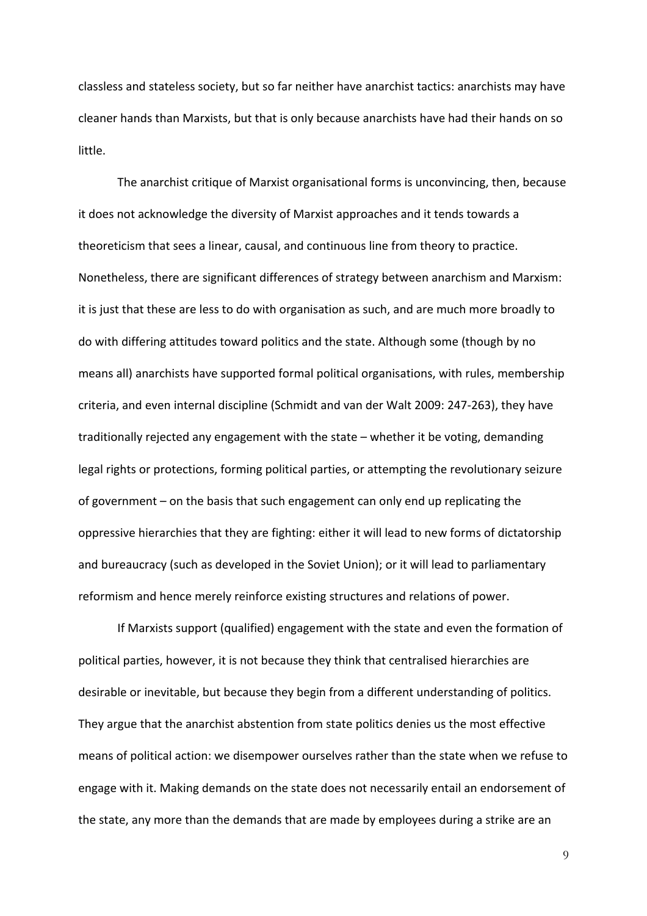classless and stateless society, but so far neither have anarchist tactics: anarchists may have cleaner hands than Marxists, but that is only because anarchists have had their hands on so little.

The anarchist critique of Marxist organisational forms is unconvincing, then, because it does not acknowledge the diversity of Marxist approaches and it tends towards a theoreticism that sees a linear, causal, and continuous line from theory to practice. Nonetheless, there are significant differences of strategy between anarchism and Marxism: it is just that these are less to do with organisation as such, and are much more broadly to do with differing attitudes toward politics and the state. Although some (though by no means all) anarchists have supported formal political organisations, with rules, membership criteria, and even internal discipline (Schmidt and van der Walt 2009: 247-263), they have traditionally rejected any engagement with the state – whether it be voting, demanding legal rights or protections, forming political parties, or attempting the revolutionary seizure of government – on the basis that such engagement can only end up replicating the oppressive hierarchies that they are fighting: either it will lead to new forms of dictatorship and bureaucracy (such as developed in the Soviet Union); or it will lead to parliamentary reformism and hence merely reinforce existing structures and relations of power.

If Marxists support (qualified) engagement with the state and even the formation of political parties, however, it is not because they think that centralised hierarchies are desirable or inevitable, but because they begin from a different understanding of politics. They argue that the anarchist abstention from state politics denies us the most effective means of political action: we disempower ourselves rather than the state when we refuse to engage with it. Making demands on the state does not necessarily entail an endorsement of the state, any more than the demands that are made by employees during a strike are an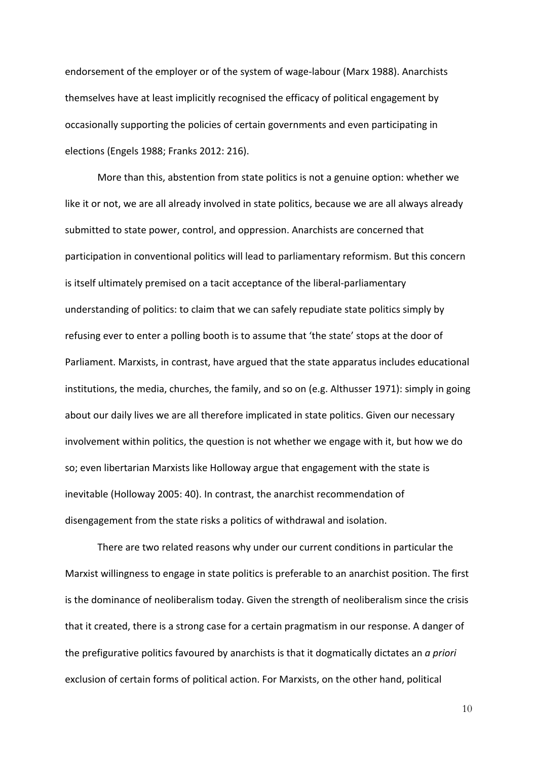endorsement of the employer or of the system of wage-labour (Marx 1988). Anarchists themselves have at least implicitly recognised the efficacy of political engagement by occasionally supporting the policies of certain governments and even participating in elections (Engels 1988; Franks 2012: 216).

More than this, abstention from state politics is not a genuine option: whether we like it or not, we are all already involved in state politics, because we are all always already submitted to state power, control, and oppression. Anarchists are concerned that participation in conventional politics will lead to parliamentary reformism. But this concern is itself ultimately premised on a tacit acceptance of the liberal-parliamentary understanding of politics: to claim that we can safely repudiate state politics simply by refusing ever to enter a polling booth is to assume that 'the state' stops at the door of Parliament. Marxists, in contrast, have argued that the state apparatus includes educational institutions, the media, churches, the family, and so on (e.g. Althusser 1971): simply in going about our daily lives we are all therefore implicated in state politics. Given our necessary involvement within politics, the question is not whether we engage with it, but how we do so; even libertarian Marxists like Holloway argue that engagement with the state is inevitable (Holloway 2005: 40). In contrast, the anarchist recommendation of disengagement from the state risks a politics of withdrawal and isolation.

There are two related reasons why under our current conditions in particular the Marxist willingness to engage in state politics is preferable to an anarchist position. The first is the dominance of neoliberalism today. Given the strength of neoliberalism since the crisis that it created, there is a strong case for a certain pragmatism in our response. A danger of the prefigurative politics favoured by anarchists is that it dogmatically dictates an *a priori* exclusion of certain forms of political action. For Marxists, on the other hand, political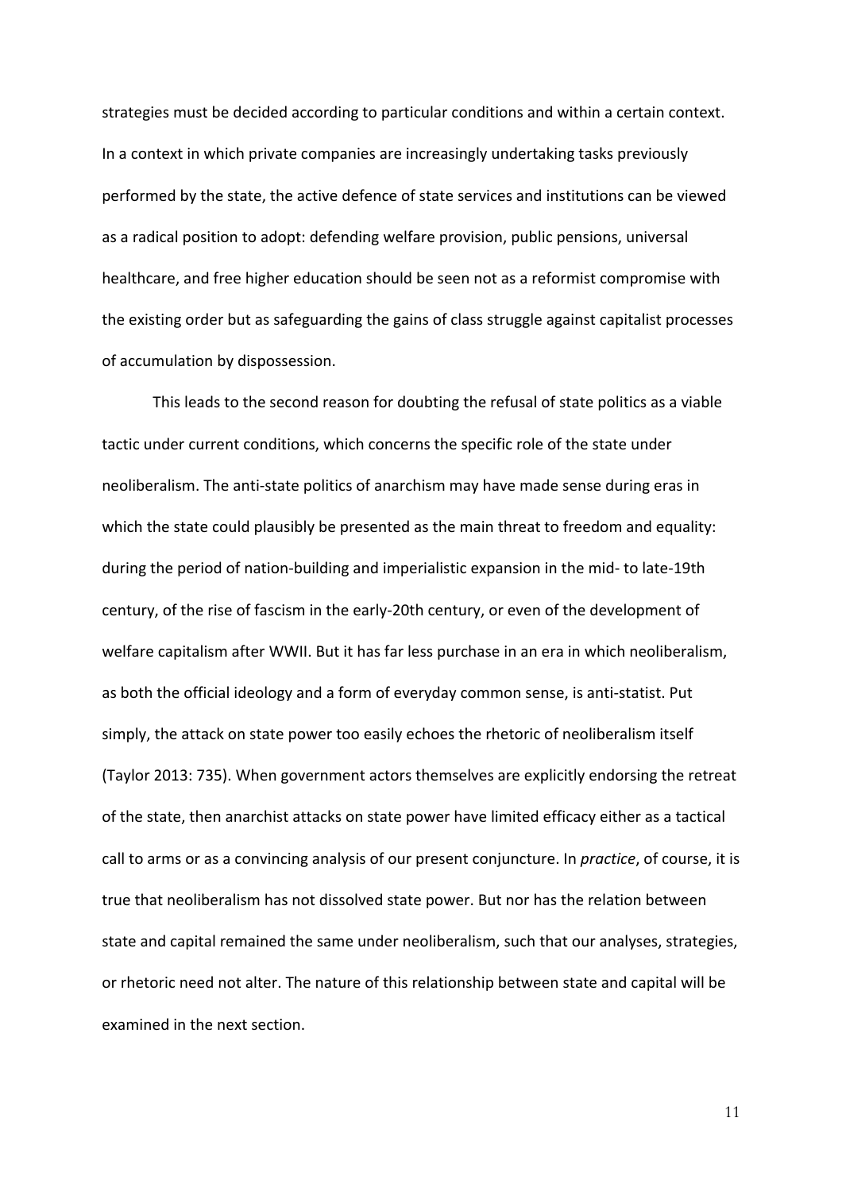strategies must be decided according to particular conditions and within a certain context. In a context in which private companies are increasingly undertaking tasks previously performed by the state, the active defence of state services and institutions can be viewed as a radical position to adopt: defending welfare provision, public pensions, universal healthcare, and free higher education should be seen not as a reformist compromise with the existing order but as safeguarding the gains of class struggle against capitalist processes of accumulation by dispossession.

This leads to the second reason for doubting the refusal of state politics as a viable tactic under current conditions, which concerns the specific role of the state under neoliberalism. The anti-state politics of anarchism may have made sense during eras in which the state could plausibly be presented as the main threat to freedom and equality: during the period of nation-building and imperialistic expansion in the mid- to late-19th century, of the rise of fascism in the early-20th century, or even of the development of welfare capitalism after WWII. But it has far less purchase in an era in which neoliberalism, as both the official ideology and a form of everyday common sense, is anti-statist. Put simply, the attack on state power too easily echoes the rhetoric of neoliberalism itself (Taylor 2013: 735). When government actors themselves are explicitly endorsing the retreat of the state, then anarchist attacks on state power have limited efficacy either as a tactical call to arms or as a convincing analysis of our present conjuncture. In *practice*, of course, it is true that neoliberalism has not dissolved state power. But nor has the relation between state and capital remained the same under neoliberalism, such that our analyses, strategies, or rhetoric need not alter. The nature of this relationship between state and capital will be examined in the next section.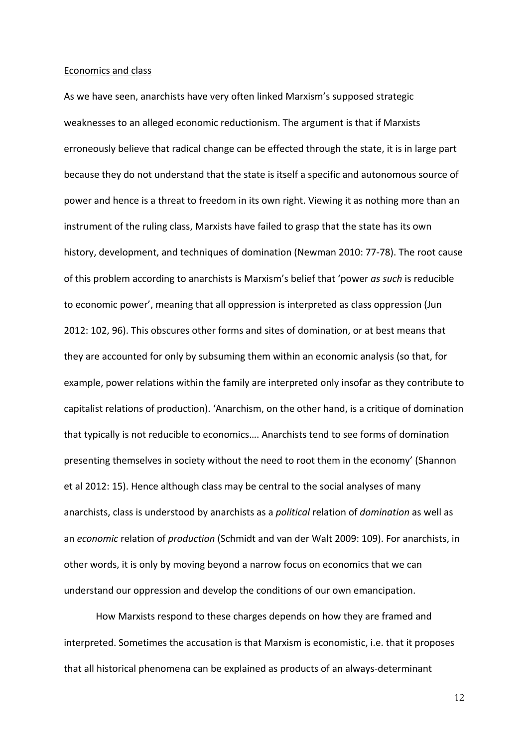Economics and class

As we have seen, anarchists have very often linked Marxism's supposed strategic weaknesses to an alleged economic reductionism. The argument is that if Marxists erroneously believe that radical change can be effected through the state, it is in large part because they do not understand that the state is itself a specific and autonomous source of power and hence is a threat to freedom in its own right. Viewing it as nothing more than an instrument of the ruling class, Marxists have failed to grasp that the state has its own history, development, and techniques of domination (Newman 2010: 77-78). The root cause of this problem according to anarchists is Marxism's belief that 'power *as such* is reducible to economic power', meaning that all oppression is interpreted as class oppression (Jun 2012: 102, 96). This obscures other forms and sites of domination, or at best means that they are accounted for only by subsuming them within an economic analysis (so that, for example, power relations within the family are interpreted only insofar as they contribute to capitalist relations of production). 'Anarchism, on the other hand, is a critique of domination that typically is not reducible to economics…. Anarchists tend to see forms of domination presenting themselves in society without the need to root them in the economy' (Shannon et al 2012: 15). Hence although class may be central to the social analyses of many anarchists, class is understood by anarchists as a *political* relation of *domination* as well as an *economic* relation of *production* (Schmidt and van der Walt 2009: 109). For anarchists, in other words, it is only by moving beyond a narrow focus on economics that we can understand our oppression and develop the conditions of our own emancipation.

How Marxists respond to these charges depends on how they are framed and interpreted. Sometimes the accusation is that Marxism is economistic, i.e. that it proposes that all historical phenomena can be explained as products of an always-determinant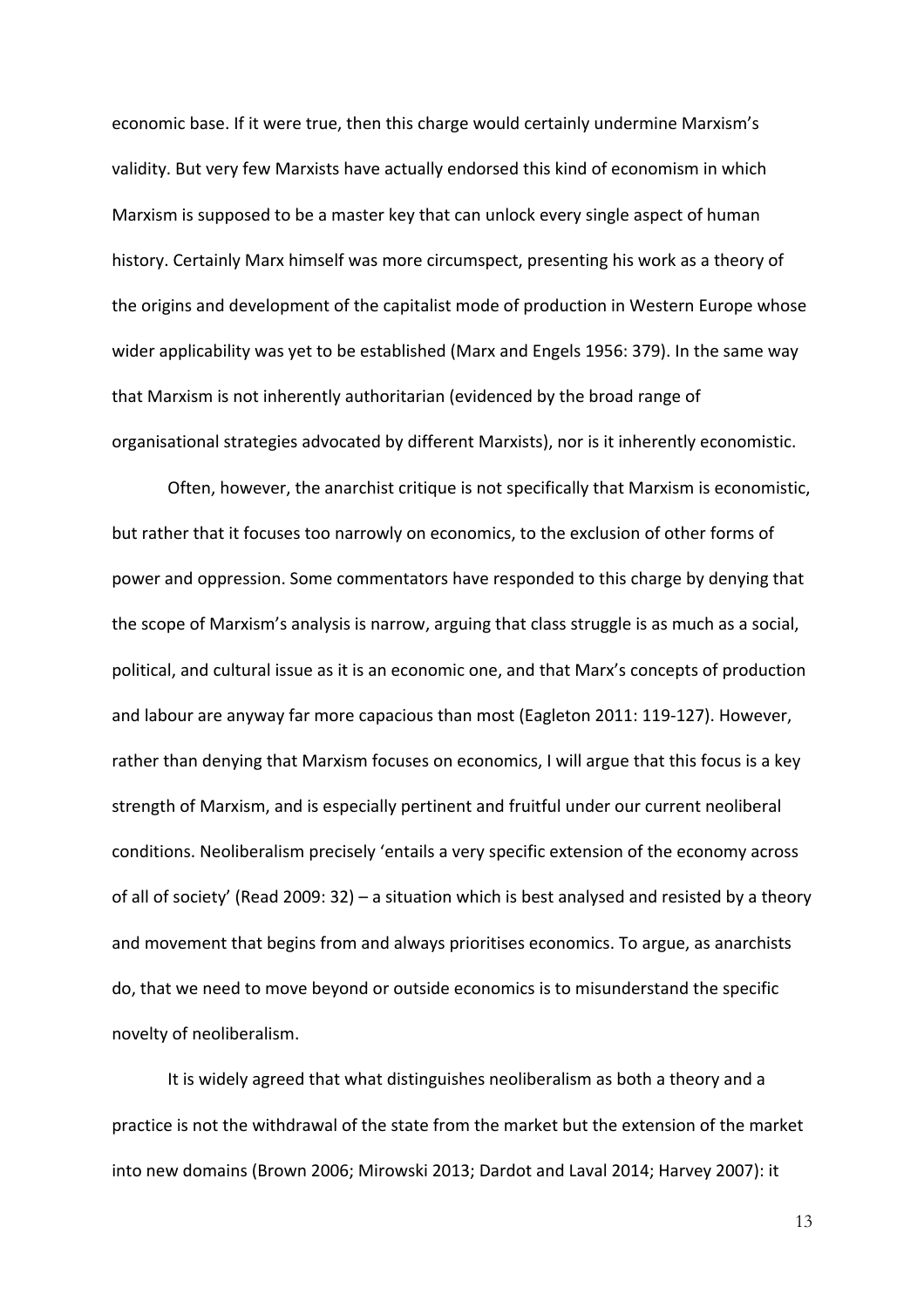economic base. If it were true, then this charge would certainly undermine Marxism's validity. But very few Marxists have actually endorsed this kind of economism in which Marxism is supposed to be a master key that can unlock every single aspect of human history. Certainly Marx himself was more circumspect, presenting his work as a theory of the origins and development of the capitalist mode of production in Western Europe whose wider applicability was yet to be established (Marx and Engels 1956: 379). In the same way that Marxism is not inherently authoritarian (evidenced by the broad range of organisational strategies advocated by different Marxists), nor is it inherently economistic.

Often, however, the anarchist critique is not specifically that Marxism is economistic, but rather that it focuses too narrowly on economics, to the exclusion of other forms of power and oppression. Some commentators have responded to this charge by denying that the scope of Marxism's analysis is narrow, arguing that class struggle is as much as a social, political, and cultural issue as it is an economic one, and that Marx's concepts of production and labour are anyway far more capacious than most (Eagleton 2011: 119-127). However, rather than denying that Marxism focuses on economics, I will argue that this focus is a key strength of Marxism, and is especially pertinent and fruitful under our current neoliberal conditions. Neoliberalism precisely 'entails a very specific extension of the economy across of all of society' (Read 2009: 32) – a situation which is best analysed and resisted by a theory and movement that begins from and always prioritises economics. To argue, as anarchists do, that we need to move beyond or outside economics is to misunderstand the specific novelty of neoliberalism.

It is widely agreed that what distinguishes neoliberalism as both a theory and a practice is not the withdrawal of the state from the market but the extension of the market into new domains (Brown 2006; Mirowski 2013; Dardot and Laval 2014; Harvey 2007): it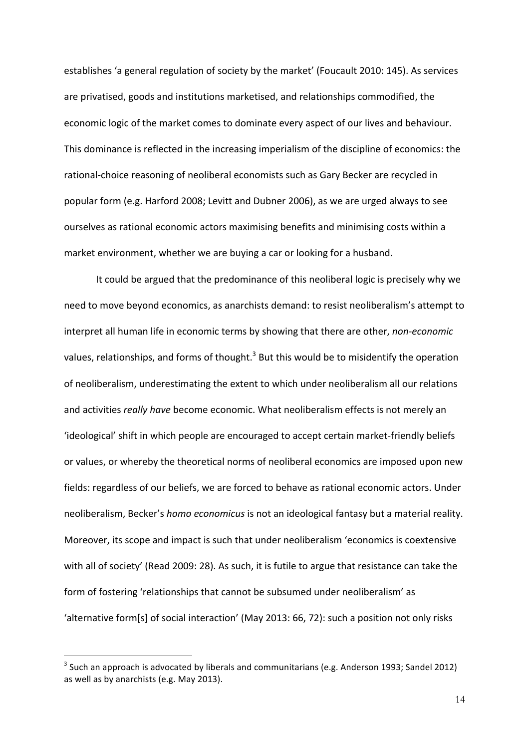establishes 'a general regulation of society by the market' (Foucault 2010: 145). As services are privatised, goods and institutions marketised, and relationships commodified, the economic logic of the market comes to dominate every aspect of our lives and behaviour. This dominance is reflected in the increasing imperialism of the discipline of economics: the rational-choice reasoning of neoliberal economists such as Gary Becker are recycled in popular form (e.g. Harford 2008; Levitt and Dubner 2006), as we are urged always to see ourselves as rational economic actors maximising benefits and minimising costs within a market environment, whether we are buying a car or looking for a husband.

It could be argued that the predominance of this neoliberal logic is precisely why we need to move beyond economics, as anarchists demand: to resist neoliberalism's attempt to interpret all human life in economic terms by showing that there are other, *non-economic* values, relationships, and forms of thought.[3] But this would be to misidentify the operation of neoliberalism, underestimating the extent to which under neoliberalism all our relations and activities *really have* become economic. What neoliberalism effects is not merely an 'ideological' shift in which people are encouraged to accept certain market-friendly beliefs or values, or whereby the theoretical norms of neoliberal economics are imposed upon new fields: regardless of our beliefs, we are forced to behave as rational economic actors. Under neoliberalism, Becker's *homo economicus* is not an ideological fantasy but a material reality. Moreover, its scope and impact is such that under neoliberalism 'economics is coextensive with all of society' (Read 2009: 28). As such, it is futile to argue that resistance can take the form of fostering 'relationships that cannot be subsumed under neoliberalism' as 'alternative form[s] of social interaction' (May 2013: 66, 72): such a position not only risks

[3] Such an approach is advocated by liberals and communitarians (e.g. Anderson 1993; Sandel 2012) as well as by anarchists (e.g. May 2013).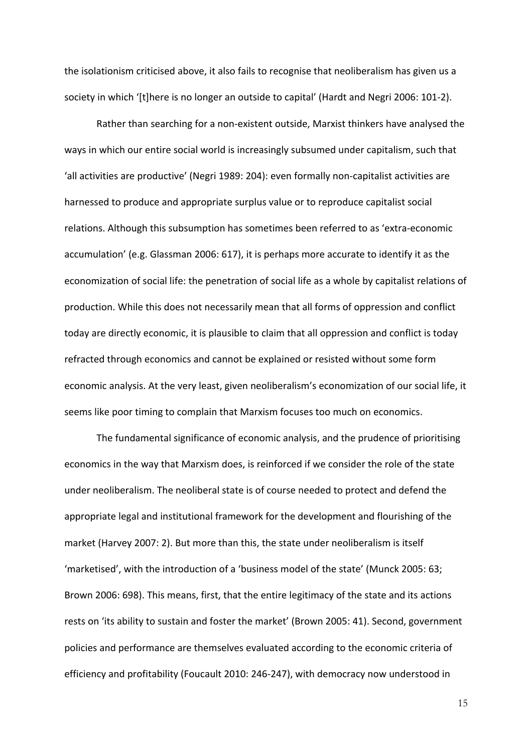the isolationism criticised above, it also fails to recognise that neoliberalism has given us a society in which '[t]here is no longer an outside to capital' (Hardt and Negri 2006: 101-2).

Rather than searching for a non-existent outside, Marxist thinkers have analysed the ways in which our entire social world is increasingly subsumed under capitalism, such that 'all activities are productive' (Negri 1989: 204): even formally non-capitalist activities are harnessed to produce and appropriate surplus value or to reproduce capitalist social relations. Although this subsumption has sometimes been referred to as 'extra-economic accumulation' (e.g. Glassman 2006: 617), it is perhaps more accurate to identify it as the economization of social life: the penetration of social life as a whole by capitalist relations of production. While this does not necessarily mean that all forms of oppression and conflict today are directly economic, it is plausible to claim that all oppression and conflict is today refracted through economics and cannot be explained or resisted without some form economic analysis. At the very least, given neoliberalism's economization of our social life, it seems like poor timing to complain that Marxism focuses too much on economics.

The fundamental significance of economic analysis, and the prudence of prioritising economics in the way that Marxism does, is reinforced if we consider the role of the state under neoliberalism. The neoliberal state is of course needed to protect and defend the appropriate legal and institutional framework for the development and flourishing of the market (Harvey 2007: 2). But more than this, the state under neoliberalism is itself 'marketised', with the introduction of a 'business model of the state' (Munck 2005: 63; Brown 2006: 698). This means, first, that the entire legitimacy of the state and its actions rests on 'its ability to sustain and foster the market' (Brown 2005: 41). Second, government policies and performance are themselves evaluated according to the economic criteria of efficiency and profitability (Foucault 2010: 246-247), with democracy now understood in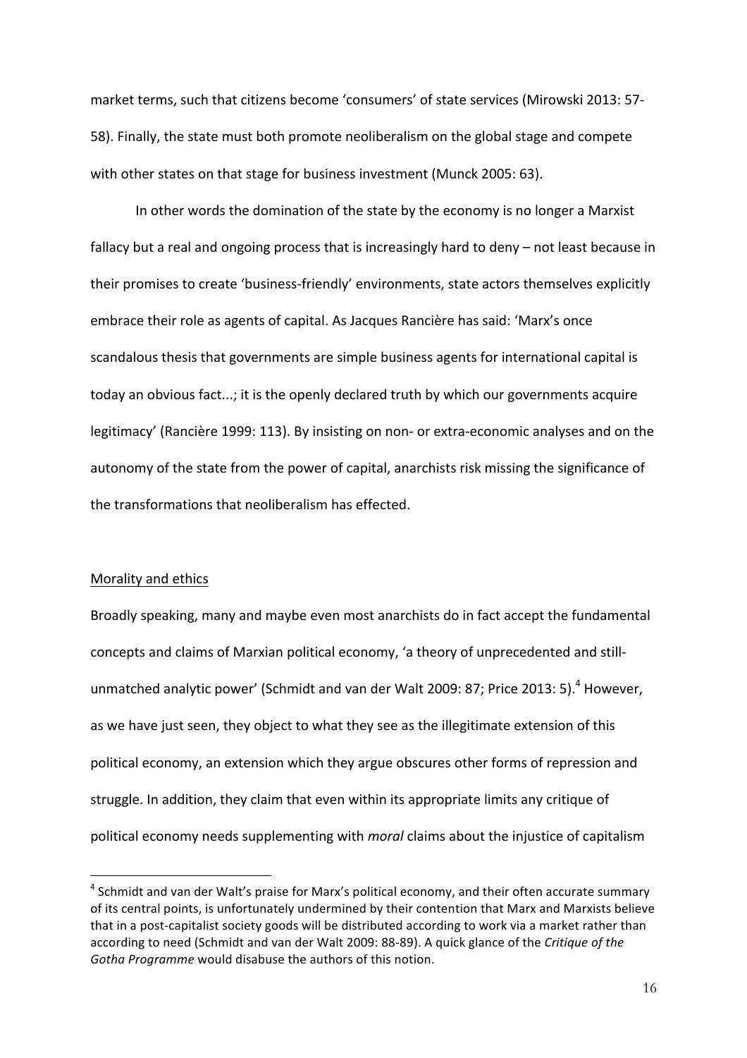market terms, such that citizens become 'consumers' of state services (Mirowski 2013: 57-58). Finally, the state must both promote neoliberalism on the global stage and compete with other states on that stage for business investment (Munck 2005: 63).

In other words the domination of the state by the economy is no longer a Marxist fallacy but a real and ongoing process that is increasingly hard to deny – not least because in their promises to create 'business-friendly' environments, state actors themselves explicitly embrace their role as agents of capital. As Jacques Rancière has said: 'Marx's once scandalous thesis that governments are simple business agents for international capital is today an obvious fact...; it is the openly declared truth by which our governments acquire legitimacy' (Rancière 1999: 113). By insisting on non- or extra-economic analyses and on the autonomy of the state from the power of capital, anarchists risk missing the significance of the transformations that neoliberalism has effected.

## Morality and ethics

Broadly speaking, many and maybe even most anarchists do in fact accept the fundamental concepts and claims of Marxian political economy, 'a theory of unprecedented and still-unmatched analytic power' (Schmidt and van der Walt 2009: 87; Price 2013: 5).[4] However, as we have just seen, they object to what they see as the illegitimate extension of this political economy, an extension which they argue obscures other forms of repression and struggle. In addition, they claim that even within its appropriate limits any critique of political economy needs supplementing with *moral* claims about the injustice of capitalism

[4] Schmidt and van der Walt's praise for Marx's political economy, and their often accurate summary of its central points, is unfortunately undermined by their contention that Marx and Marxists believe that in a post-capitalist society goods will be distributed according to work via a market rather than according to need (Schmidt and van der Walt 2009: 88-89). A quick glance of the *Critique of the Gotha Programme* would disabuse the authors of this notion.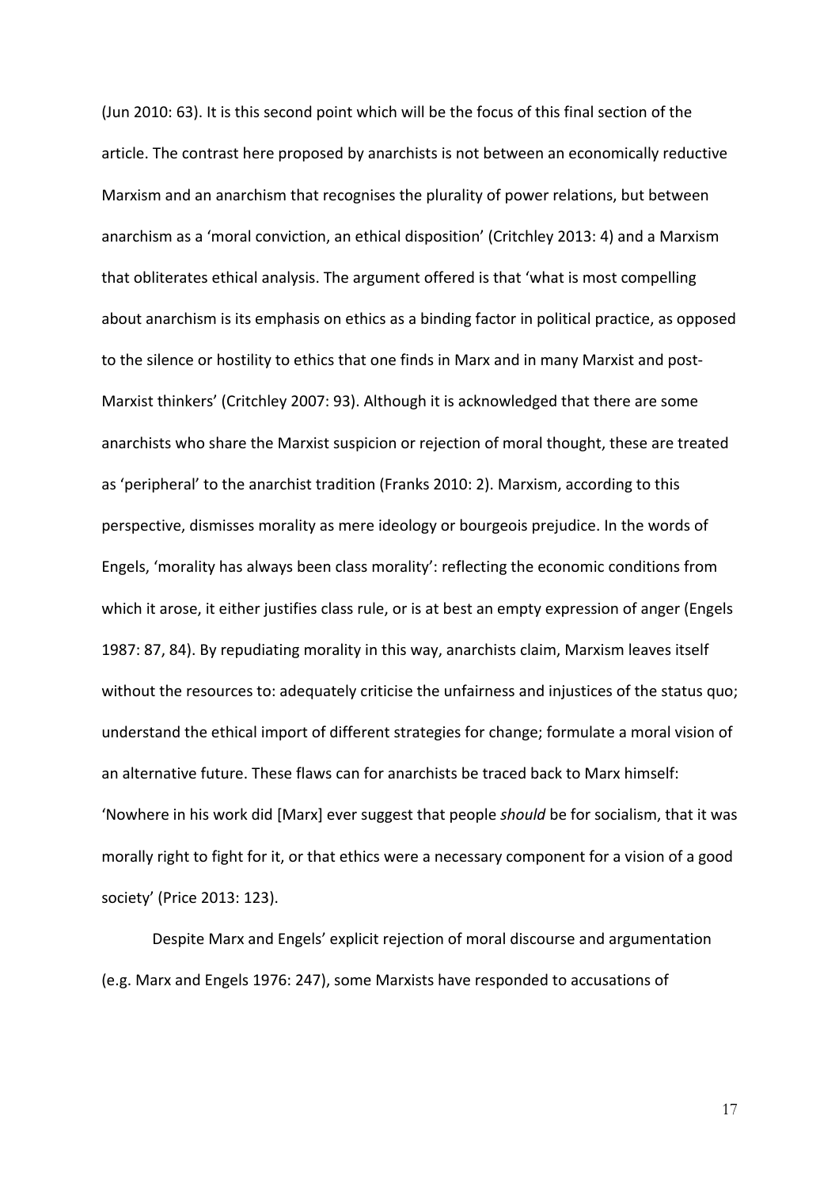(Jun 2010: 63). It is this second point which will be the focus of this final section of the article. The contrast here proposed by anarchists is not between an economically reductive Marxism and an anarchism that recognises the plurality of power relations, but between anarchism as a 'moral conviction, an ethical disposition' (Critchley 2013: 4) and a Marxism that obliterates ethical analysis. The argument offered is that 'what is most compelling about anarchism is its emphasis on ethics as a binding factor in political practice, as opposed to the silence or hostility to ethics that one finds in Marx and in many Marxist and post-Marxist thinkers' (Critchley 2007: 93). Although it is acknowledged that there are some anarchists who share the Marxist suspicion or rejection of moral thought, these are treated as 'peripheral' to the anarchist tradition (Franks 2010: 2). Marxism, according to this perspective, dismisses morality as mere ideology or bourgeois prejudice. In the words of Engels, 'morality has always been class morality': reflecting the economic conditions from which it arose, it either justifies class rule, or is at best an empty expression of anger (Engels 1987: 87, 84). By repudiating morality in this way, anarchists claim, Marxism leaves itself without the resources to: adequately criticise the unfairness and injustices of the status quo; understand the ethical import of different strategies for change; formulate a moral vision of an alternative future. These flaws can for anarchists be traced back to Marx himself: 'Nowhere in his work did [Marx] ever suggest that people *should* be for socialism, that it was morally right to fight for it, or that ethics were a necessary component for a vision of a good society' (Price 2013: 123).

Despite Marx and Engels' explicit rejection of moral discourse and argumentation (e.g. Marx and Engels 1976: 247), some Marxists have responded to accusations of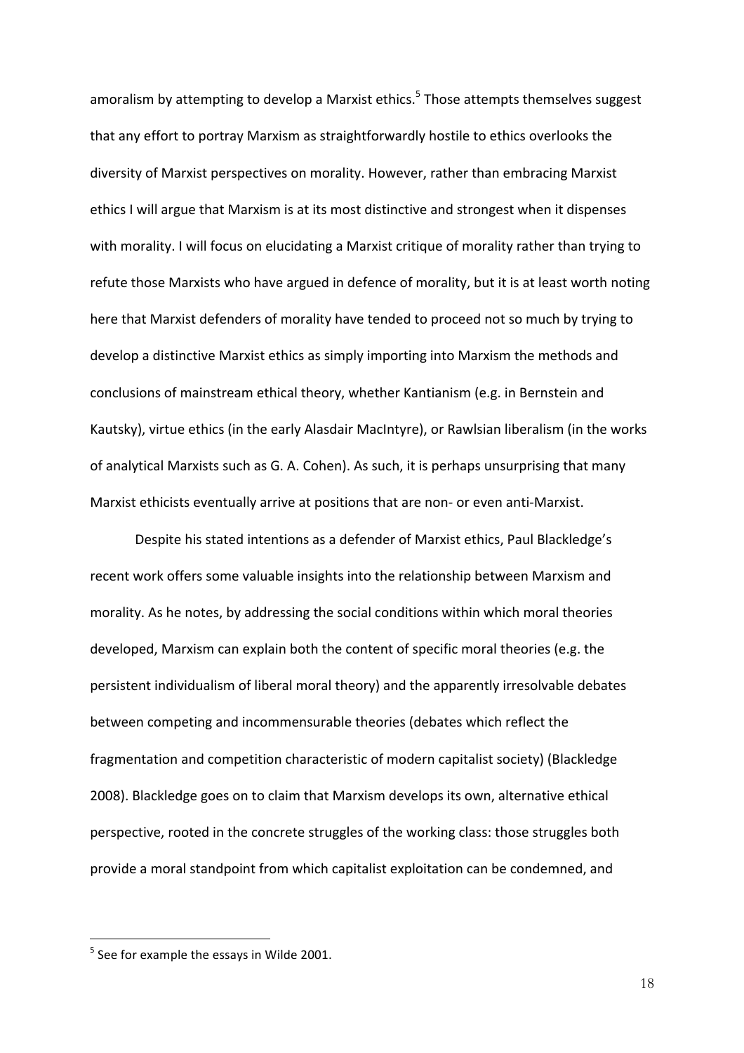amoralism by attempting to develop a Marxist ethics.[5] Those attempts themselves suggest that any effort to portray Marxism as straightforwardly hostile to ethics overlooks the diversity of Marxist perspectives on morality. However, rather than embracing Marxist ethics I will argue that Marxism is at its most distinctive and strongest when it dispenses with morality. I will focus on elucidating a Marxist critique of morality rather than trying to refute those Marxists who have argued in defence of morality, but it is at least worth noting here that Marxist defenders of morality have tended to proceed not so much by trying to develop a distinctive Marxist ethics as simply importing into Marxism the methods and conclusions of mainstream ethical theory, whether Kantianism (e.g. in Bernstein and Kautsky), virtue ethics (in the early Alasdair MacIntyre), or Rawlsian liberalism (in the works of analytical Marxists such as G. A. Cohen). As such, it is perhaps unsurprising that many Marxist ethicists eventually arrive at positions that are non- or even anti-Marxist.

Despite his stated intentions as a defender of Marxist ethics, Paul Blackledge's recent work offers some valuable insights into the relationship between Marxism and morality. As he notes, by addressing the social conditions within which moral theories developed, Marxism can explain both the content of specific moral theories (e.g. the persistent individualism of liberal moral theory) and the apparently irresolvable debates between competing and incommensurable theories (debates which reflect the fragmentation and competition characteristic of modern capitalist society) (Blackledge 2008). Blackledge goes on to claim that Marxism develops its own, alternative ethical perspective, rooted in the concrete struggles of the working class: those struggles both provide a moral standpoint from which capitalist exploitation can be condemned, and

[5] See for example the essays in Wilde 2001.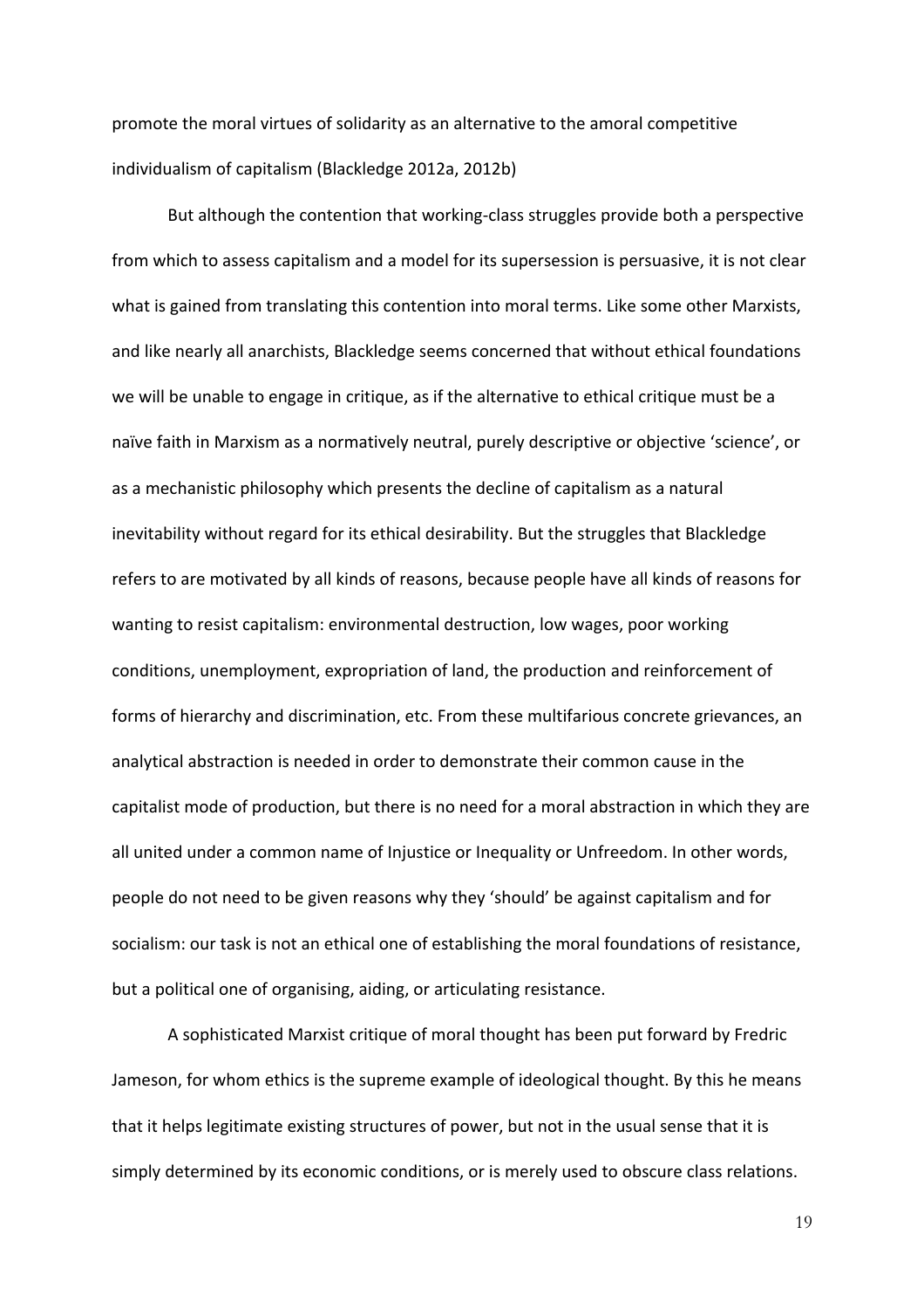promote the moral virtues of solidarity as an alternative to the amoral competitive individualism of capitalism (Blackledge 2012a, 2012b)

But although the contention that working-class struggles provide both a perspective from which to assess capitalism and a model for its supersession is persuasive, it is not clear what is gained from translating this contention into moral terms. Like some other Marxists, and like nearly all anarchists, Blackledge seems concerned that without ethical foundations we will be unable to engage in critique, as if the alternative to ethical critique must be a naïve faith in Marxism as a normatively neutral, purely descriptive or objective 'science', or as a mechanistic philosophy which presents the decline of capitalism as a natural inevitability without regard for its ethical desirability. But the struggles that Blackledge refers to are motivated by all kinds of reasons, because people have all kinds of reasons for wanting to resist capitalism: environmental destruction, low wages, poor working conditions, unemployment, expropriation of land, the production and reinforcement of forms of hierarchy and discrimination, etc. From these multifarious concrete grievances, an analytical abstraction is needed in order to demonstrate their common cause in the capitalist mode of production, but there is no need for a moral abstraction in which they are all united under a common name of Injustice or Inequality or Unfreedom. In other words, people do not need to be given reasons why they 'should' be against capitalism and for socialism: our task is not an ethical one of establishing the moral foundations of resistance, but a political one of organising, aiding, or articulating resistance.

A sophisticated Marxist critique of moral thought has been put forward by Fredric Jameson, for whom ethics is the supreme example of ideological thought. By this he means that it helps legitimate existing structures of power, but not in the usual sense that it is simply determined by its economic conditions, or is merely used to obscure class relations.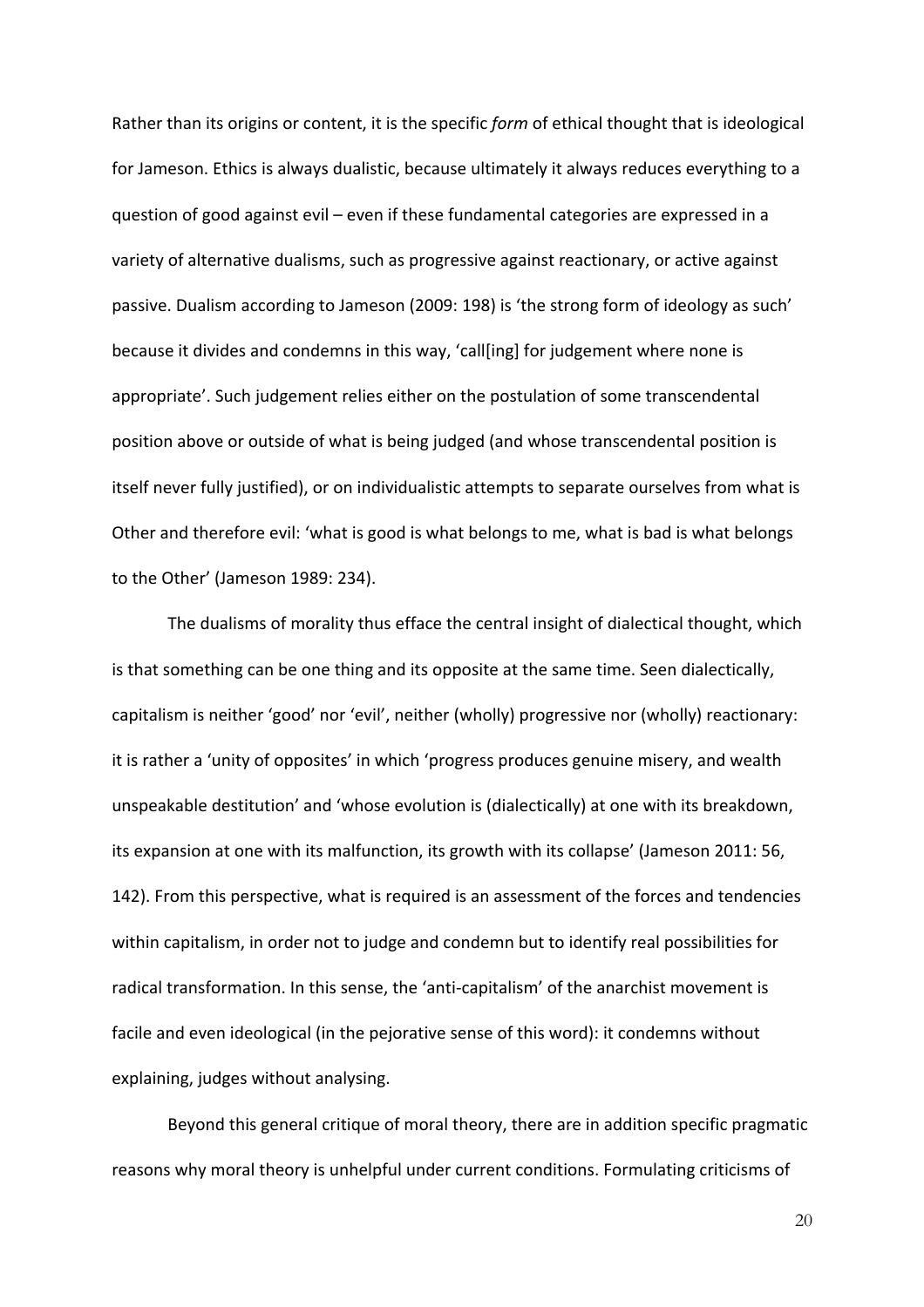Rather than its origins or content, it is the specific *form* of ethical thought that is ideological for Jameson. Ethics is always dualistic, because ultimately it always reduces everything to a question of good against evil – even if these fundamental categories are expressed in a variety of alternative dualisms, such as progressive against reactionary, or active against passive. Dualism according to Jameson (2009: 198) is 'the strong form of ideology as such' because it divides and condemns in this way, 'call[ing] for judgement where none is appropriate'. Such judgement relies either on the postulation of some transcendental position above or outside of what is being judged (and whose transcendental position is itself never fully justified), or on individualistic attempts to separate ourselves from what is Other and therefore evil: 'what is good is what belongs to me, what is bad is what belongs to the Other' (Jameson 1989: 234).

The dualisms of morality thus efface the central insight of dialectical thought, which is that something can be one thing and its opposite at the same time. Seen dialectically, capitalism is neither 'good' nor 'evil', neither (wholly) progressive nor (wholly) reactionary: it is rather a 'unity of opposites' in which 'progress produces genuine misery, and wealth unspeakable destitution' and 'whose evolution is (dialectically) at one with its breakdown, its expansion at one with its malfunction, its growth with its collapse' (Jameson 2011: 56, 142). From this perspective, what is required is an assessment of the forces and tendencies within capitalism, in order not to judge and condemn but to identify real possibilities for radical transformation. In this sense, the 'anti-capitalism' of the anarchist movement is facile and even ideological (in the pejorative sense of this word): it condemns without explaining, judges without analysing.

Beyond this general critique of moral theory, there are in addition specific pragmatic reasons why moral theory is unhelpful under current conditions. Formulating criticisms of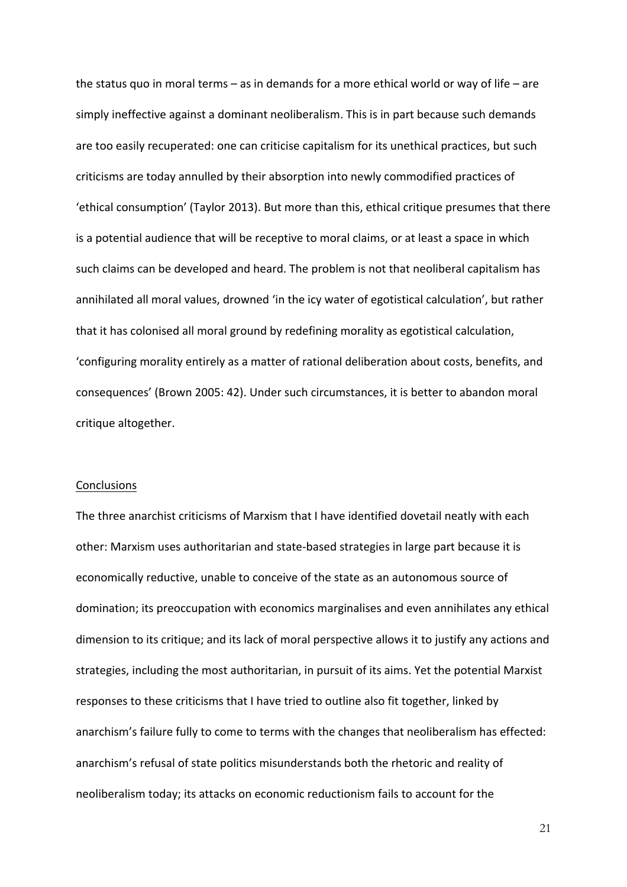the status quo in moral terms – as in demands for a more ethical world or way of life – are simply ineffective against a dominant neoliberalism. This is in part because such demands are too easily recuperated: one can criticise capitalism for its unethical practices, but such criticisms are today annulled by their absorption into newly commodified practices of 'ethical consumption' (Taylor 2013). But more than this, ethical critique presumes that there is a potential audience that will be receptive to moral claims, or at least a space in which such claims can be developed and heard. The problem is not that neoliberal capitalism has annihilated all moral values, drowned 'in the icy water of egotistical calculation', but rather that it has colonised all moral ground by redefining morality as egotistical calculation, 'configuring morality entirely as a matter of rational deliberation about costs, benefits, and consequences' (Brown 2005: 42). Under such circumstances, it is better to abandon moral critique altogether.

## Conclusions

The three anarchist criticisms of Marxism that I have identified dovetail neatly with each other: Marxism uses authoritarian and state-based strategies in large part because it is economically reductive, unable to conceive of the state as an autonomous source of domination; its preoccupation with economics marginalises and even annihilates any ethical dimension to its critique; and its lack of moral perspective allows it to justify any actions and strategies, including the most authoritarian, in pursuit of its aims. Yet the potential Marxist responses to these criticisms that I have tried to outline also fit together, linked by anarchism's failure fully to come to terms with the changes that neoliberalism has effected: anarchism's refusal of state politics misunderstands both the rhetoric and reality of neoliberalism today; its attacks on economic reductionism fails to account for the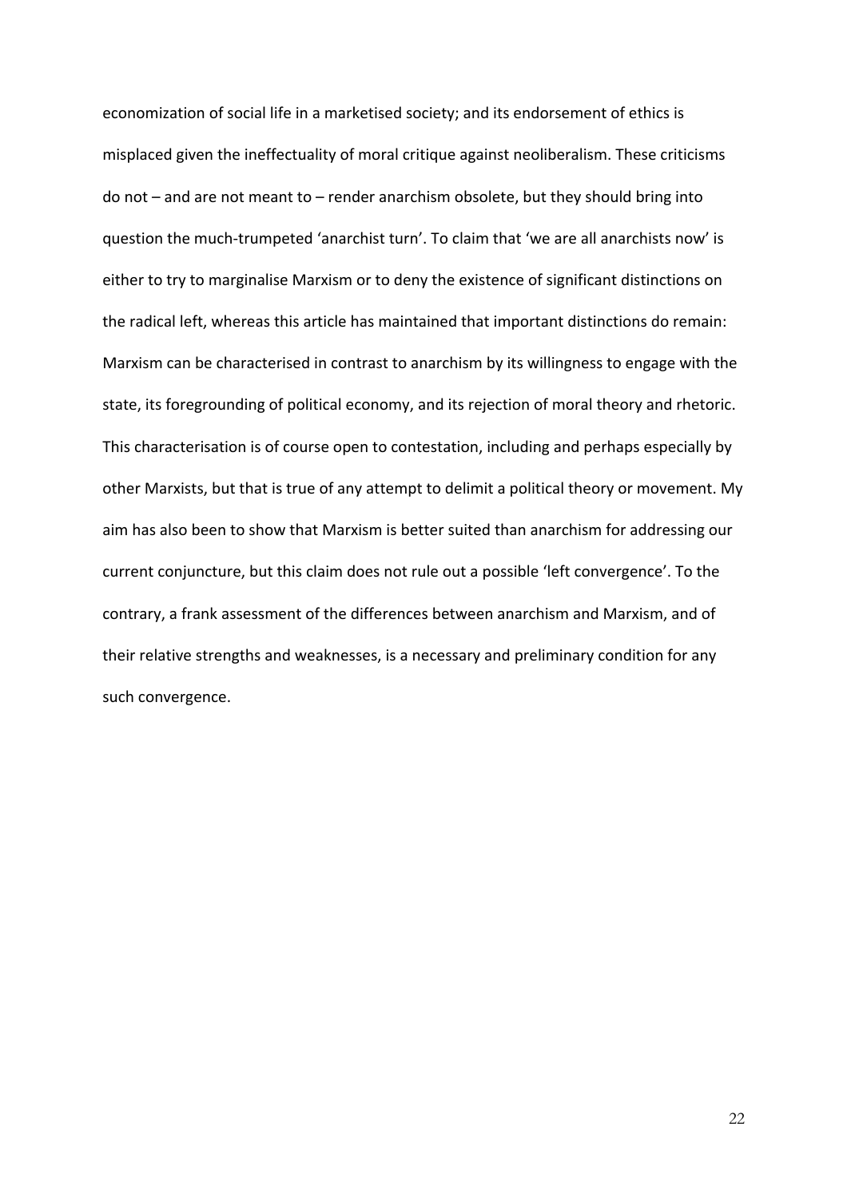economization of social life in a marketised society; and its endorsement of ethics is misplaced given the ineffectuality of moral critique against neoliberalism. These criticisms do not – and are not meant to – render anarchism obsolete, but they should bring into question the much-trumpeted 'anarchist turn'. To claim that 'we are all anarchists now' is either to try to marginalise Marxism or to deny the existence of significant distinctions on the radical left, whereas this article has maintained that important distinctions do remain: Marxism can be characterised in contrast to anarchism by its willingness to engage with the state, its foregrounding of political economy, and its rejection of moral theory and rhetoric. This characterisation is of course open to contestation, including and perhaps especially by other Marxists, but that is true of any attempt to delimit a political theory or movement. My aim has also been to show that Marxism is better suited than anarchism for addressing our current conjuncture, but this claim does not rule out a possible 'left convergence'. To the contrary, a frank assessment of the differences between anarchism and Marxism, and of their relative strengths and weaknesses, is a necessary and preliminary condition for any such convergence.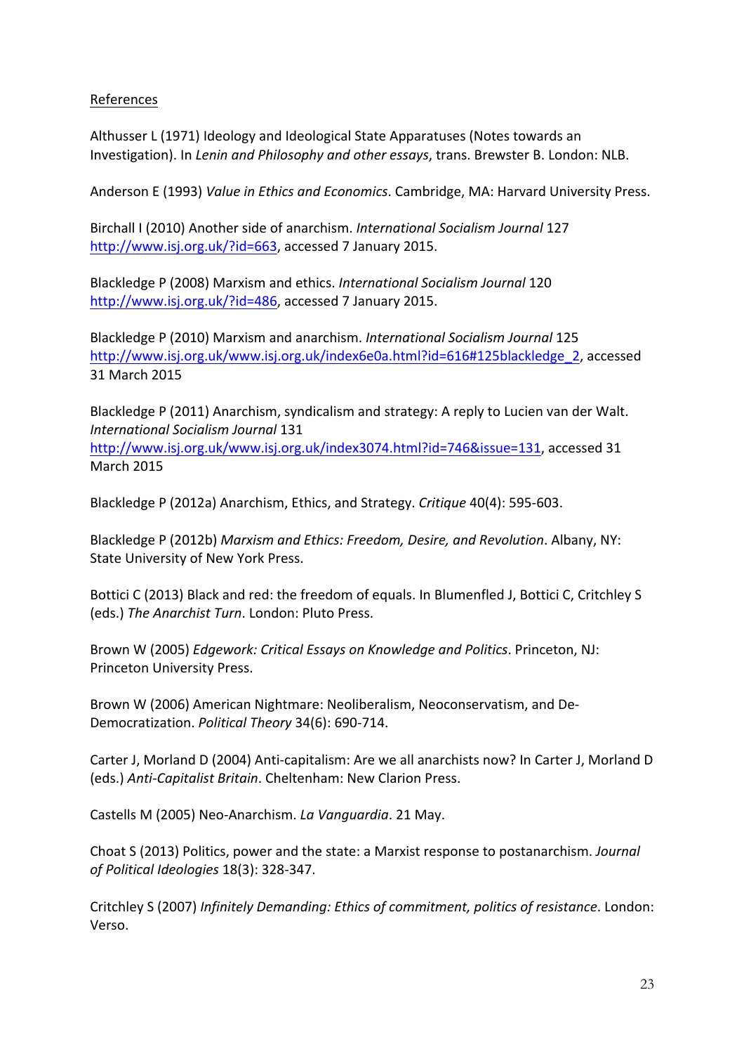References

Althusser L (1971) Ideology and Ideological State Apparatuses (Notes towards an Investigation). In *Lenin and Philosophy and other essays*, trans. Brewster B. London: NLB.

Anderson E (1993) *Value in Ethics and Economics*. Cambridge, MA: Harvard University Press.

Birchall I (2010) Another side of anarchism. *International Socialism Journal* 127 http://www.isj.org.uk/?id=663, accessed 7 January 2015.

Blackledge P (2008) Marxism and ethics. *International Socialism Journal* 120 http://www.isj.org.uk/?id=486, accessed 7 January 2015.

Blackledge P (2010) Marxism and anarchism. *International Socialism Journal* 125 http://www.isj.org.uk/www.isj.org.uk/index6e0a.html?id=616#125blackledge_2, accessed 31 March 2015

Blackledge P (2011) Anarchism, syndicalism and strategy: A reply to Lucien van der Walt. *International Socialism Journal* 131 http://www.isj.org.uk/www.isj.org.uk/index3074.html?id=746&issue=131, accessed 31 March 2015

Blackledge P (2012a) Anarchism, Ethics, and Strategy. *Critique* 40(4): 595-603.

Blackledge P (2012b) *Marxism and Ethics: Freedom, Desire, and Revolution*. Albany, NY: State University of New York Press.

Bottici C (2013) Black and red: the freedom of equals. In Blumenfled J, Bottici C, Critchley S (eds.) *The Anarchist Turn*. London: Pluto Press.

Brown W (2005) *Edgework: Critical Essays on Knowledge and Politics*. Princeton, NJ: Princeton University Press.

Brown W (2006) American Nightmare: Neoliberalism, Neoconservatism, and De-Democratization. *Political Theory* 34(6): 690-714.

Carter J, Morland D (2004) Anti-capitalism: Are we all anarchists now? In Carter J, Morland D (eds.) *Anti-Capitalist Britain*. Cheltenham: New Clarion Press.

Castells M (2005) Neo-Anarchism. *La Vanguardia*. 21 May.

Choat S (2013) Politics, power and the state: a Marxist response to postanarchism. *Journal of Political Ideologies* 18(3): 328-347.

Critchley S (2007) *Infinitely Demanding: Ethics of commitment, politics of resistance*. London: Verso.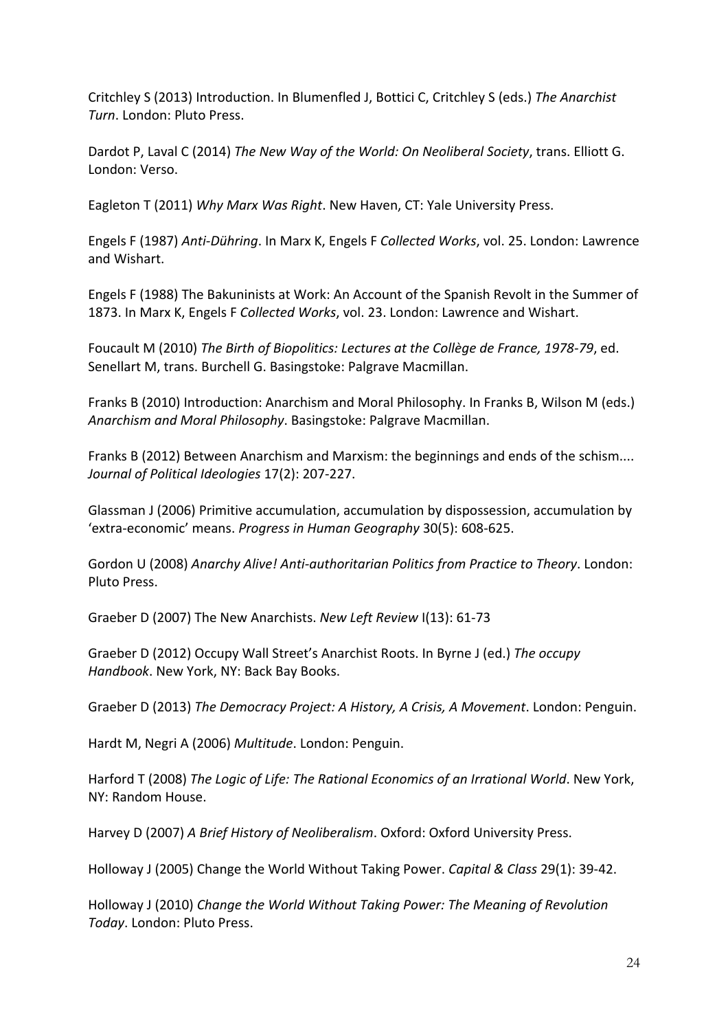Critchley S (2013) Introduction. In Blumenfled J, Bottici C, Critchley S (eds.) *The Anarchist Turn*. London: Pluto Press.

Dardot P, Laval C (2014) *The New Way of the World: On Neoliberal Society*, trans. Elliott G. London: Verso.

Eagleton T (2011) *Why Marx Was Right*. New Haven, CT: Yale University Press.

Engels F (1987) *Anti-Dühring*. In Marx K, Engels F *Collected Works*, vol. 25. London: Lawrence and Wishart.

Engels F (1988) The Bakuninists at Work: An Account of the Spanish Revolt in the Summer of 1873. In Marx K, Engels F *Collected Works*, vol. 23. London: Lawrence and Wishart.

Foucault M (2010) *The Birth of Biopolitics: Lectures at the Collège de France, 1978-79*, ed. Senellart M, trans. Burchell G. Basingstoke: Palgrave Macmillan.

Franks B (2010) Introduction: Anarchism and Moral Philosophy. In Franks B, Wilson M (eds.) *Anarchism and Moral Philosophy*. Basingstoke: Palgrave Macmillan.

Franks B (2012) Between Anarchism and Marxism: the beginnings and ends of the schism.... *Journal of Political Ideologies* 17(2): 207-227.

Glassman J (2006) Primitive accumulation, accumulation by dispossession, accumulation by 'extra-economic' means. *Progress in Human Geography* 30(5): 608-625.

Gordon U (2008) *Anarchy Alive! Anti-authoritarian Politics from Practice to Theory*. London: Pluto Press.

Graeber D (2007) The New Anarchists. *New Left Review* I(13): 61-73

Graeber D (2012) Occupy Wall Street's Anarchist Roots. In Byrne J (ed.) *The occupy Handbook*. New York, NY: Back Bay Books.

Graeber D (2013) *The Democracy Project: A History, A Crisis, A Movement*. London: Penguin.

Hardt M, Negri A (2006) *Multitude*. London: Penguin.

Harford T (2008) *The Logic of Life: The Rational Economics of an Irrational World*. New York, NY: Random House.

Harvey D (2007) *A Brief History of Neoliberalism*. Oxford: Oxford University Press.

Holloway J (2005) Change the World Without Taking Power. *Capital & Class* 29(1): 39-42.

Holloway J (2010) *Change the World Without Taking Power: The Meaning of Revolution Today*. London: Pluto Press.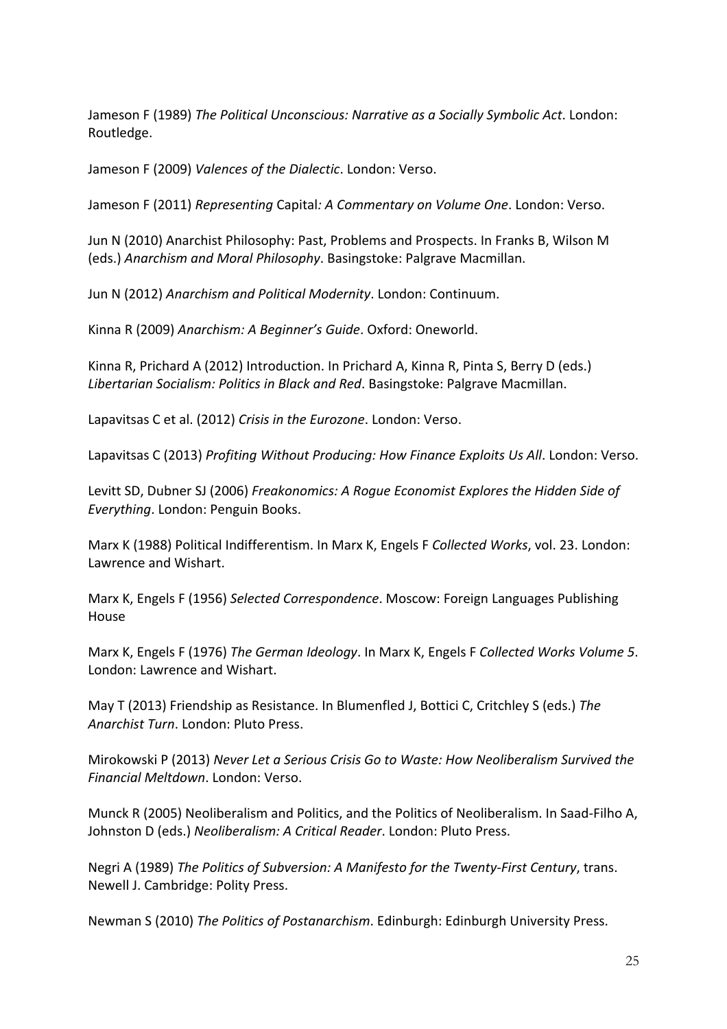Jameson F (1989) *The Political Unconscious: Narrative as a Socially Symbolic Act*. London: Routledge.

Jameson F (2009) *Valences of the Dialectic*. London: Verso.

Jameson F (2011) *Representing* Capital*: A Commentary on Volume One*. London: Verso.

Jun N (2010) Anarchist Philosophy: Past, Problems and Prospects. In Franks B, Wilson M (eds.) *Anarchism and Moral Philosophy*. Basingstoke: Palgrave Macmillan.

Jun N (2012) *Anarchism and Political Modernity*. London: Continuum.

Kinna R (2009) *Anarchism: A Beginner's Guide*. Oxford: Oneworld.

Kinna R, Prichard A (2012) Introduction. In Prichard A, Kinna R, Pinta S, Berry D (eds.) *Libertarian Socialism: Politics in Black and Red*. Basingstoke: Palgrave Macmillan.

Lapavitsas C et al. (2012) *Crisis in the Eurozone*. London: Verso.

Lapavitsas C (2013) *Profiting Without Producing: How Finance Exploits Us All*. London: Verso.

Levitt SD, Dubner SJ (2006) *Freakonomics: A Rogue Economist Explores the Hidden Side of Everything*. London: Penguin Books.

Marx K (1988) Political Indifferentism. In Marx K, Engels F *Collected Works*, vol. 23. London: Lawrence and Wishart.

Marx K, Engels F (1956) *Selected Correspondence*. Moscow: Foreign Languages Publishing House

Marx K, Engels F (1976) *The German Ideology*. In Marx K, Engels F *Collected Works Volume 5*. London: Lawrence and Wishart.

May T (2013) Friendship as Resistance. In Blumenfled J, Bottici C, Critchley S (eds.) *The Anarchist Turn*. London: Pluto Press.

Mirokowski P (2013) *Never Let a Serious Crisis Go to Waste: How Neoliberalism Survived the Financial Meltdown*. London: Verso.

Munck R (2005) Neoliberalism and Politics, and the Politics of Neoliberalism. In Saad-Filho A, Johnston D (eds.) *Neoliberalism: A Critical Reader*. London: Pluto Press.

Negri A (1989) *The Politics of Subversion: A Manifesto for the Twenty-First Century*, trans. Newell J. Cambridge: Polity Press.

Newman S (2010) *The Politics of Postanarchism*. Edinburgh: Edinburgh University Press.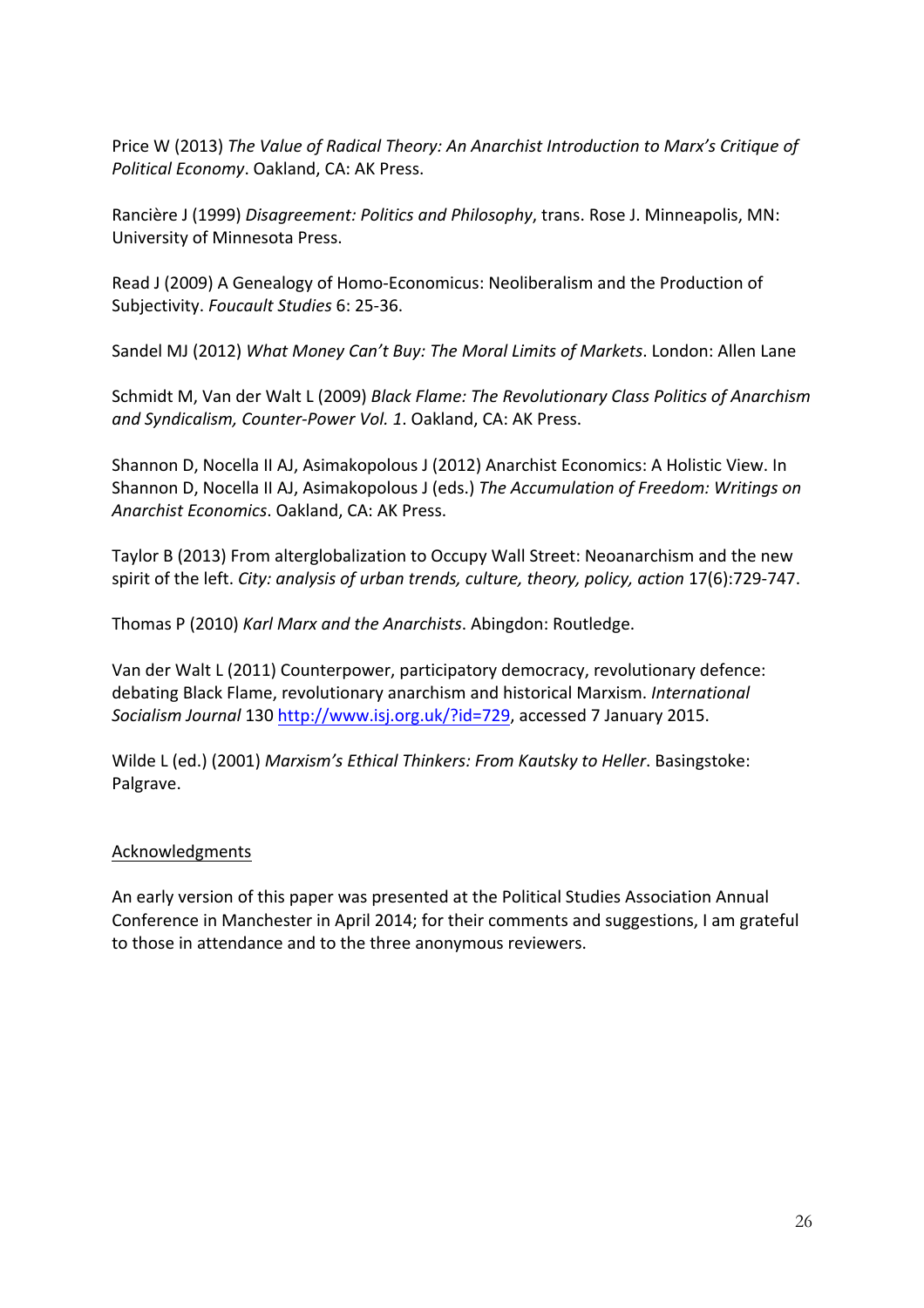Price W (2013) *The Value of Radical Theory: An Anarchist Introduction to Marx's Critique of Political Economy*. Oakland, CA: AK Press.

Rancière J (1999) *Disagreement: Politics and Philosophy*, trans. Rose J. Minneapolis, MN: University of Minnesota Press.

Read J (2009) A Genealogy of Homo-Economicus: Neoliberalism and the Production of Subjectivity. *Foucault Studies* 6: 25-36.

Sandel MJ (2012) *What Money Can't Buy: The Moral Limits of Markets*. London: Allen Lane

Schmidt M, Van der Walt L (2009) *Black Flame: The Revolutionary Class Politics of Anarchism and Syndicalism, Counter-Power Vol. 1*. Oakland, CA: AK Press.

Shannon D, Nocella II AJ, Asimakopolous J (2012) Anarchist Economics: A Holistic View. In Shannon D, Nocella II AJ, Asimakopolous J (eds.) *The Accumulation of Freedom: Writings on Anarchist Economics*. Oakland, CA: AK Press.

Taylor B (2013) From alterglobalization to Occupy Wall Street: Neoanarchism and the new spirit of the left. *City: analysis of urban trends, culture, theory, policy, action* 17(6):729-747.

Thomas P (2010) *Karl Marx and the Anarchists*. Abingdon: Routledge.

Van der Walt L (2011) Counterpower, participatory democracy, revolutionary defence: debating Black Flame, revolutionary anarchism and historical Marxism. *International Socialism Journal* 130 http://www.isj.org.uk/?id=729, accessed 7 January 2015.

Wilde L (ed.) (2001) *Marxism's Ethical Thinkers: From Kautsky to Heller*. Basingstoke: Palgrave.

## Acknowledgments

An early version of this paper was presented at the Political Studies Association Annual Conference in Manchester in April 2014; for their comments and suggestions, I am grateful to those in attendance and to the three anonymous reviewers.